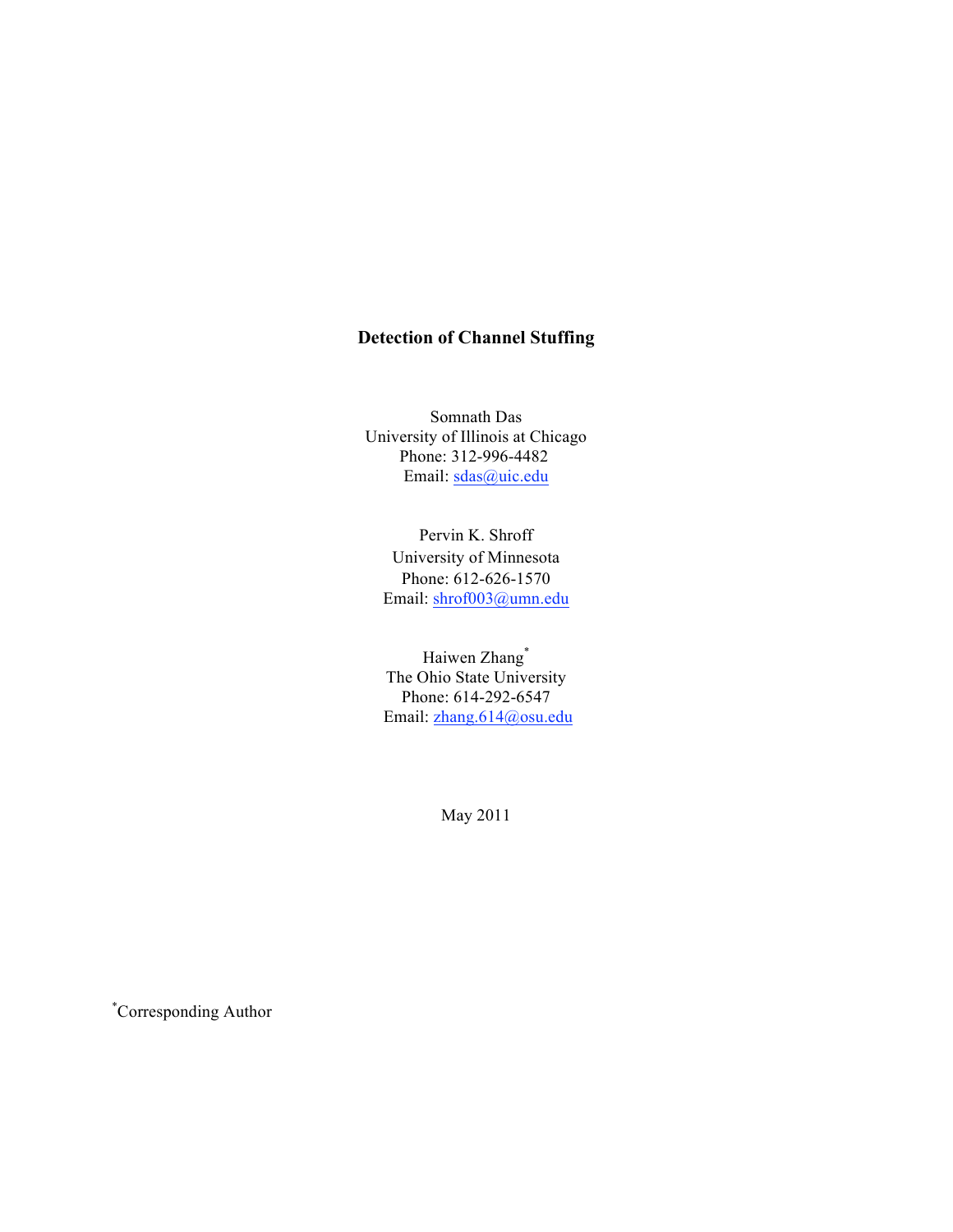# Detection of Channel Stuffing

Somnath Das
University of Illinois at Chicago
Phone: 312-996-4482
Email: sdas@uic.edu

Pervin K. Shroff
University of Minnesota
Phone: 612-626-1570
Email: shrof003@umn.edu

Haiwen Zhang*
The Ohio State University
Phone: 614-292-6547
Email: zhang.614@osu.edu

May 2011

*Corresponding Author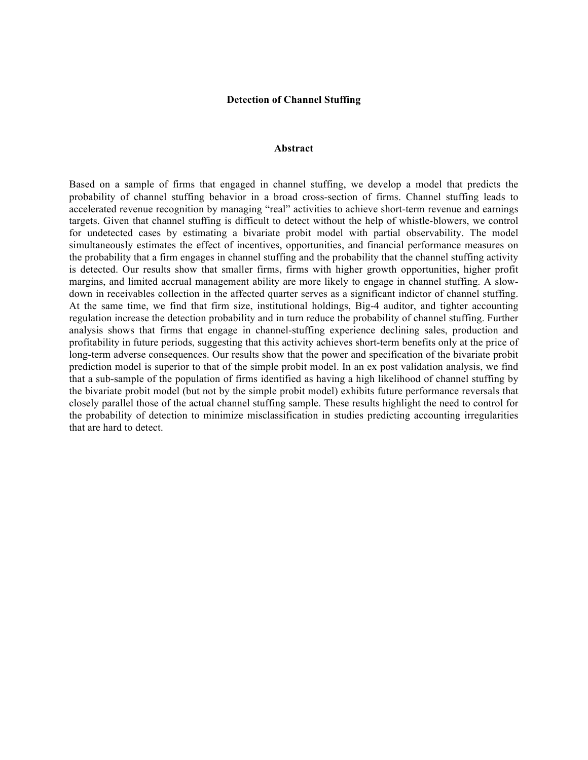# Detection of Channel Stuffing

## Abstract

Based on a sample of firms that engaged in channel stuffing, we develop a model that predicts the probability of channel stuffing behavior in a broad cross-section of firms. Channel stuffing leads to accelerated revenue recognition by managing "real" activities to achieve short-term revenue and earnings targets. Given that channel stuffing is difficult to detect without the help of whistle-blowers, we control for undetected cases by estimating a bivariate probit model with partial observability. The model simultaneously estimates the effect of incentives, opportunities, and financial performance measures on the probability that a firm engages in channel stuffing and the probability that the channel stuffing activity is detected. Our results show that smaller firms, firms with higher growth opportunities, higher profit margins, and limited accrual management ability are more likely to engage in channel stuffing. A slow-down in receivables collection in the affected quarter serves as a significant indictor of channel stuffing. At the same time, we find that firm size, institutional holdings, Big-4 auditor, and tighter accounting regulation increase the detection probability and in turn reduce the probability of channel stuffing. Further analysis shows that firms that engage in channel-stuffing experience declining sales, production and profitability in future periods, suggesting that this activity achieves short-term benefits only at the price of long-term adverse consequences. Our results show that the power and specification of the bivariate probit prediction model is superior to that of the simple probit model. In an ex post validation analysis, we find that a sub-sample of the population of firms identified as having a high likelihood of channel stuffing by the bivariate probit model (but not by the simple probit model) exhibits future performance reversals that closely parallel those of the actual channel stuffing sample. These results highlight the need to control for the probability of detection to minimize misclassification in studies predicting accounting irregularities that are hard to detect.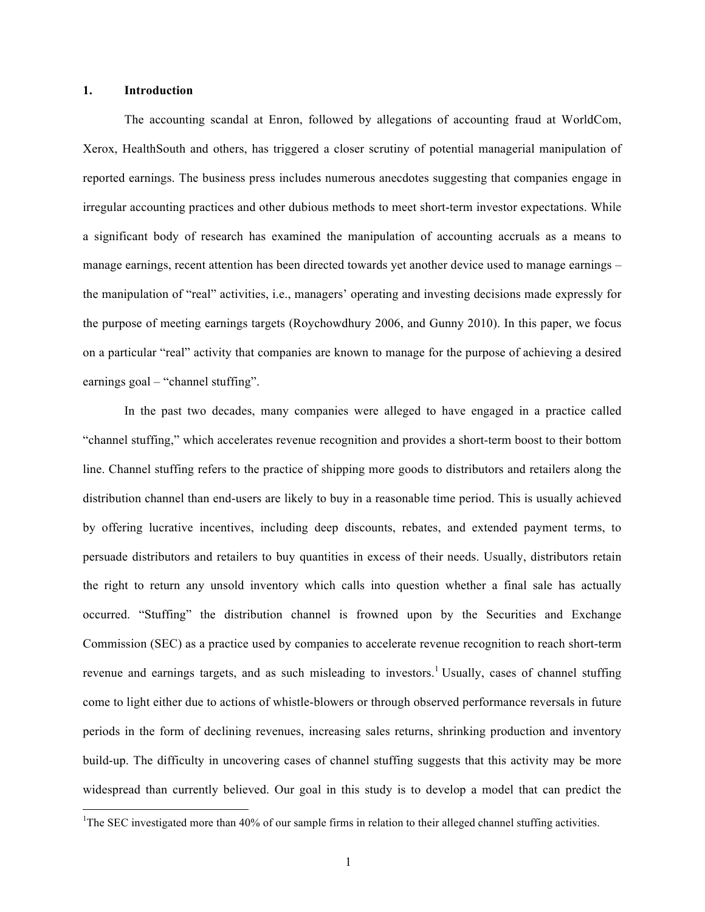## 1. Introduction

The accounting scandal at Enron, followed by allegations of accounting fraud at WorldCom, Xerox, HealthSouth and others, has triggered a closer scrutiny of potential managerial manipulation of reported earnings. The business press includes numerous anecdotes suggesting that companies engage in irregular accounting practices and other dubious methods to meet short-term investor expectations. While a significant body of research has examined the manipulation of accounting accruals as a means to manage earnings, recent attention has been directed towards yet another device used to manage earnings – the manipulation of "real" activities, i.e., managers' operating and investing decisions made expressly for the purpose of meeting earnings targets (Roychowdhury 2006, and Gunny 2010). In this paper, we focus on a particular "real" activity that companies are known to manage for the purpose of achieving a desired earnings goal – "channel stuffing".

In the past two decades, many companies were alleged to have engaged in a practice called "channel stuffing," which accelerates revenue recognition and provides a short-term boost to their bottom line. Channel stuffing refers to the practice of shipping more goods to distributors and retailers along the distribution channel than end-users are likely to buy in a reasonable time period. This is usually achieved by offering lucrative incentives, including deep discounts, rebates, and extended payment terms, to persuade distributors and retailers to buy quantities in excess of their needs. Usually, distributors retain the right to return any unsold inventory which calls into question whether a final sale has actually occurred. "Stuffing" the distribution channel is frowned upon by the Securities and Exchange Commission (SEC) as a practice used by companies to accelerate revenue recognition to reach short-term revenue and earnings targets, and as such misleading to investors.[1] Usually, cases of channel stuffing come to light either due to actions of whistle-blowers or through observed performance reversals in future periods in the form of declining revenues, increasing sales returns, shrinking production and inventory build-up. The difficulty in uncovering cases of channel stuffing suggests that this activity may be more widespread than currently believed. Our goal in this study is to develop a model that can predict the

[1] The SEC investigated more than 40% of our sample firms in relation to their alleged channel stuffing activities.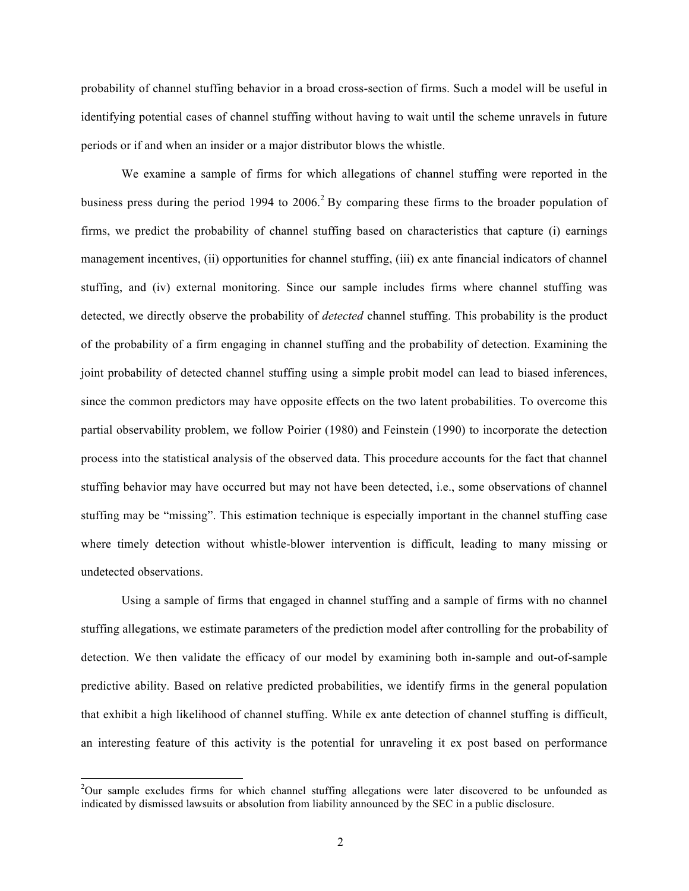probability of channel stuffing behavior in a broad cross-section of firms. Such a model will be useful in identifying potential cases of channel stuffing without having to wait until the scheme unravels in future periods or if and when an insider or a major distributor blows the whistle.

We examine a sample of firms for which allegations of channel stuffing were reported in the business press during the period 1994 to 2006.[2] By comparing these firms to the broader population of firms, we predict the probability of channel stuffing based on characteristics that capture (i) earnings management incentives, (ii) opportunities for channel stuffing, (iii) ex ante financial indicators of channel stuffing, and (iv) external monitoring. Since our sample includes firms where channel stuffing was detected, we directly observe the probability of *detected* channel stuffing. This probability is the product of the probability of a firm engaging in channel stuffing and the probability of detection. Examining the joint probability of detected channel stuffing using a simple probit model can lead to biased inferences, since the common predictors may have opposite effects on the two latent probabilities. To overcome this partial observability problem, we follow Poirier (1980) and Feinstein (1990) to incorporate the detection process into the statistical analysis of the observed data. This procedure accounts for the fact that channel stuffing behavior may have occurred but may not have been detected, i.e., some observations of channel stuffing may be "missing". This estimation technique is especially important in the channel stuffing case where timely detection without whistle-blower intervention is difficult, leading to many missing or undetected observations.

Using a sample of firms that engaged in channel stuffing and a sample of firms with no channel stuffing allegations, we estimate parameters of the prediction model after controlling for the probability of detection. We then validate the efficacy of our model by examining both in-sample and out-of-sample predictive ability. Based on relative predicted probabilities, we identify firms in the general population that exhibit a high likelihood of channel stuffing. While ex ante detection of channel stuffing is difficult, an interesting feature of this activity is the potential for unraveling it ex post based on performance

[2]Our sample excludes firms for which channel stuffing allegations were later discovered to be unfounded as indicated by dismissed lawsuits or absolution from liability announced by the SEC in a public disclosure.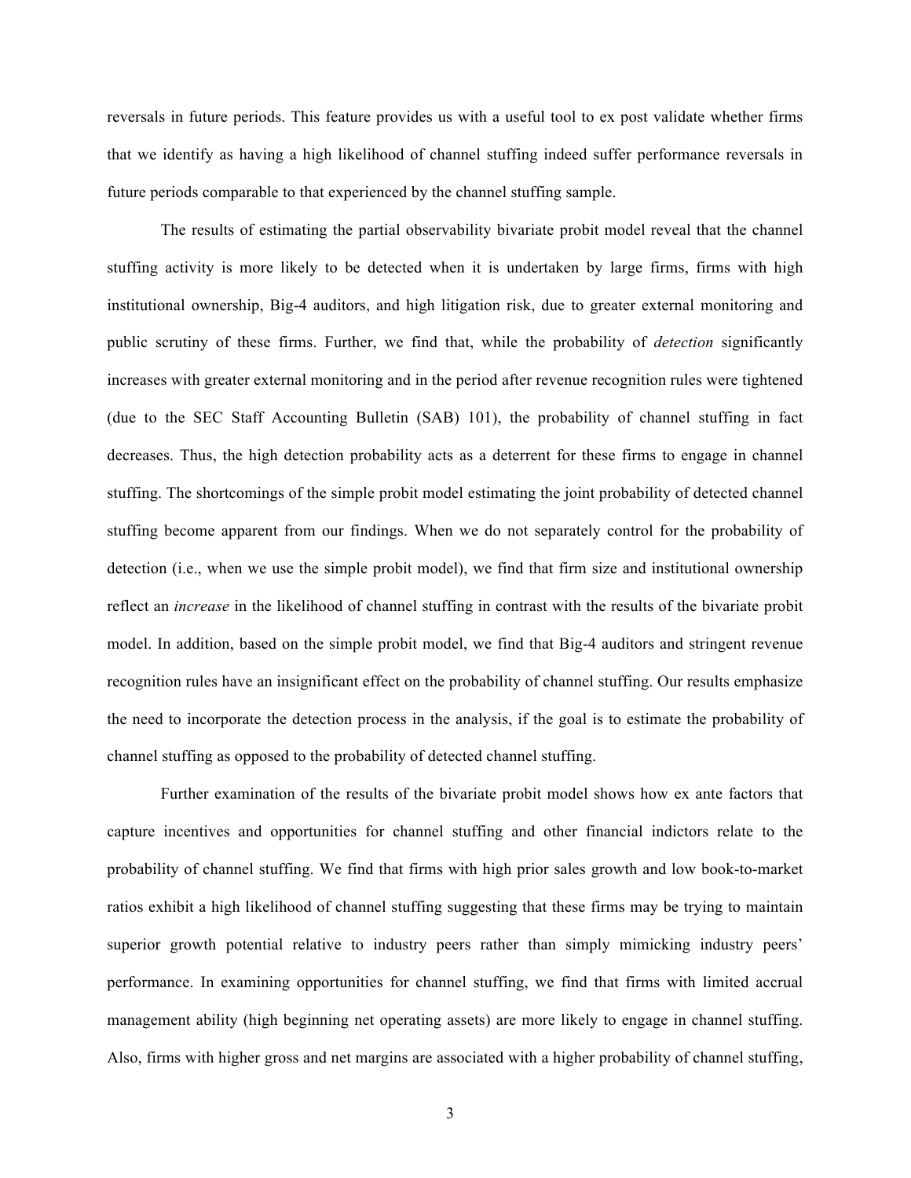reversals in future periods. This feature provides us with a useful tool to ex post validate whether firms that we identify as having a high likelihood of channel stuffing indeed suffer performance reversals in future periods comparable to that experienced by the channel stuffing sample.

The results of estimating the partial observability bivariate probit model reveal that the channel stuffing activity is more likely to be detected when it is undertaken by large firms, firms with high institutional ownership, Big-4 auditors, and high litigation risk, due to greater external monitoring and public scrutiny of these firms. Further, we find that, while the probability of *detection* significantly increases with greater external monitoring and in the period after revenue recognition rules were tightened (due to the SEC Staff Accounting Bulletin (SAB) 101), the probability of channel stuffing in fact decreases. Thus, the high detection probability acts as a deterrent for these firms to engage in channel stuffing. The shortcomings of the simple probit model estimating the joint probability of detected channel stuffing become apparent from our findings. When we do not separately control for the probability of detection (i.e., when we use the simple probit model), we find that firm size and institutional ownership reflect an *increase* in the likelihood of channel stuffing in contrast with the results of the bivariate probit model. In addition, based on the simple probit model, we find that Big-4 auditors and stringent revenue recognition rules have an insignificant effect on the probability of channel stuffing. Our results emphasize the need to incorporate the detection process in the analysis, if the goal is to estimate the probability of channel stuffing as opposed to the probability of detected channel stuffing.

Further examination of the results of the bivariate probit model shows how ex ante factors that capture incentives and opportunities for channel stuffing and other financial indictors relate to the probability of channel stuffing. We find that firms with high prior sales growth and low book-to-market ratios exhibit a high likelihood of channel stuffing suggesting that these firms may be trying to maintain superior growth potential relative to industry peers rather than simply mimicking industry peers' performance. In examining opportunities for channel stuffing, we find that firms with limited accrual management ability (high beginning net operating assets) are more likely to engage in channel stuffing. Also, firms with higher gross and net margins are associated with a higher probability of channel stuffing,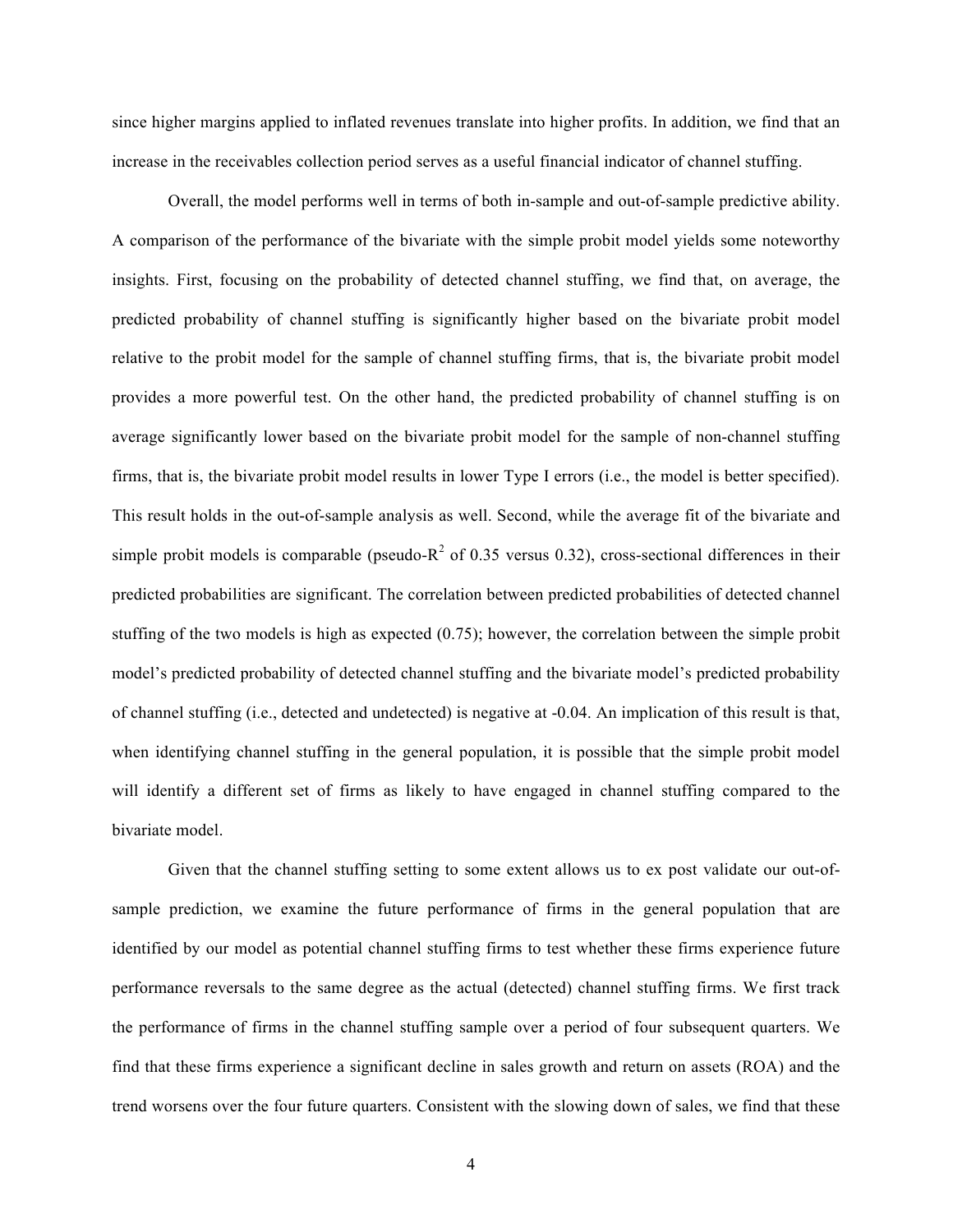since higher margins applied to inflated revenues translate into higher profits. In addition, we find that an increase in the receivables collection period serves as a useful financial indicator of channel stuffing.

Overall, the model performs well in terms of both in-sample and out-of-sample predictive ability. A comparison of the performance of the bivariate with the simple probit model yields some noteworthy insights. First, focusing on the probability of detected channel stuffing, we find that, on average, the predicted probability of channel stuffing is significantly higher based on the bivariate probit model relative to the probit model for the sample of channel stuffing firms, that is, the bivariate probit model provides a more powerful test. On the other hand, the predicted probability of channel stuffing is on average significantly lower based on the bivariate probit model for the sample of non-channel stuffing firms, that is, the bivariate probit model results in lower Type I errors (i.e., the model is better specified). This result holds in the out-of-sample analysis as well. Second, while the average fit of the bivariate and simple probit models is comparable (pseudo-$R^2$ of 0.35 versus 0.32), cross-sectional differences in their predicted probabilities are significant. The correlation between predicted probabilities of detected channel stuffing of the two models is high as expected (0.75); however, the correlation between the simple probit model's predicted probability of detected channel stuffing and the bivariate model's predicted probability of channel stuffing (i.e., detected and undetected) is negative at -0.04. An implication of this result is that, when identifying channel stuffing in the general population, it is possible that the simple probit model will identify a different set of firms as likely to have engaged in channel stuffing compared to the bivariate model.

Given that the channel stuffing setting to some extent allows us to ex post validate our out-of-sample prediction, we examine the future performance of firms in the general population that are identified by our model as potential channel stuffing firms to test whether these firms experience future performance reversals to the same degree as the actual (detected) channel stuffing firms. We first track the performance of firms in the channel stuffing sample over a period of four subsequent quarters. We find that these firms experience a significant decline in sales growth and return on assets (ROA) and the trend worsens over the four future quarters. Consistent with the slowing down of sales, we find that these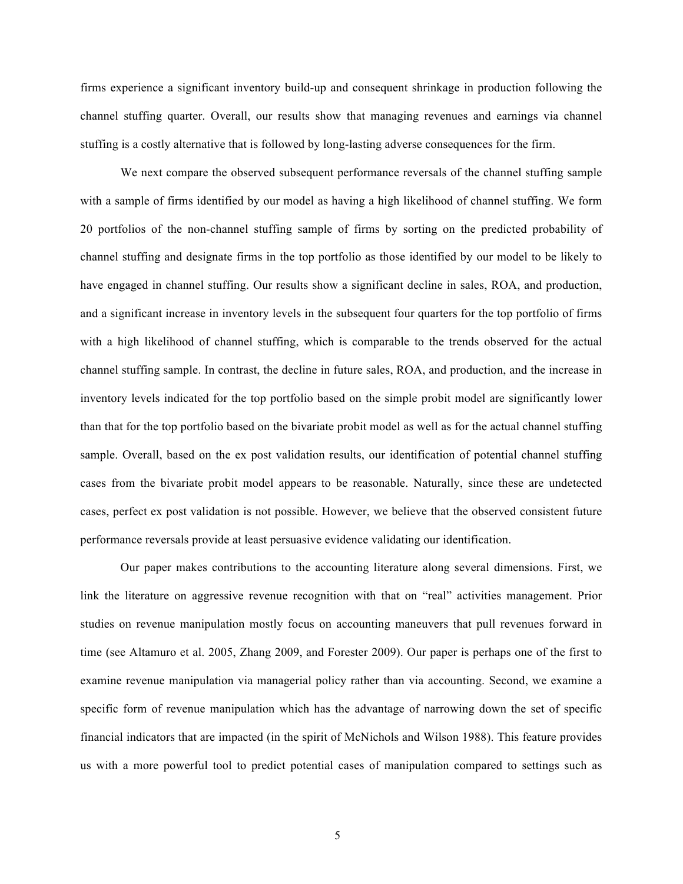firms experience a significant inventory build-up and consequent shrinkage in production following the channel stuffing quarter. Overall, our results show that managing revenues and earnings via channel stuffing is a costly alternative that is followed by long-lasting adverse consequences for the firm.

We next compare the observed subsequent performance reversals of the channel stuffing sample with a sample of firms identified by our model as having a high likelihood of channel stuffing. We form 20 portfolios of the non-channel stuffing sample of firms by sorting on the predicted probability of channel stuffing and designate firms in the top portfolio as those identified by our model to be likely to have engaged in channel stuffing. Our results show a significant decline in sales, ROA, and production, and a significant increase in inventory levels in the subsequent four quarters for the top portfolio of firms with a high likelihood of channel stuffing, which is comparable to the trends observed for the actual channel stuffing sample. In contrast, the decline in future sales, ROA, and production, and the increase in inventory levels indicated for the top portfolio based on the simple probit model are significantly lower than that for the top portfolio based on the bivariate probit model as well as for the actual channel stuffing sample. Overall, based on the ex post validation results, our identification of potential channel stuffing cases from the bivariate probit model appears to be reasonable. Naturally, since these are undetected cases, perfect ex post validation is not possible. However, we believe that the observed consistent future performance reversals provide at least persuasive evidence validating our identification.

Our paper makes contributions to the accounting literature along several dimensions. First, we link the literature on aggressive revenue recognition with that on "real" activities management. Prior studies on revenue manipulation mostly focus on accounting maneuvers that pull revenues forward in time (see Altamuro et al. 2005, Zhang 2009, and Forester 2009). Our paper is perhaps one of the first to examine revenue manipulation via managerial policy rather than via accounting. Second, we examine a specific form of revenue manipulation which has the advantage of narrowing down the set of specific financial indicators that are impacted (in the spirit of McNichols and Wilson 1988). This feature provides us with a more powerful tool to predict potential cases of manipulation compared to settings such as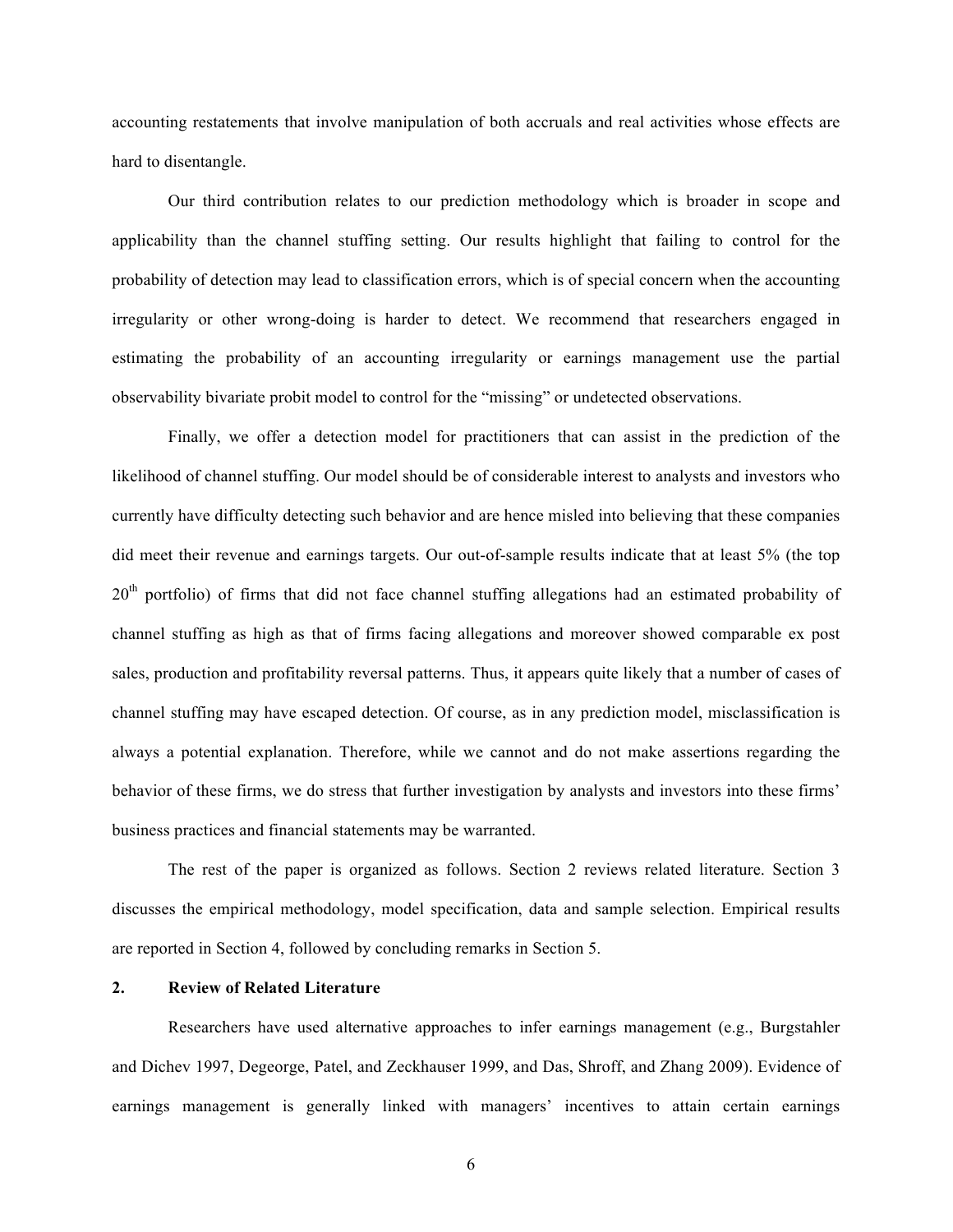accounting restatements that involve manipulation of both accruals and real activities whose effects are hard to disentangle.

Our third contribution relates to our prediction methodology which is broader in scope and applicability than the channel stuffing setting. Our results highlight that failing to control for the probability of detection may lead to classification errors, which is of special concern when the accounting irregularity or other wrong-doing is harder to detect. We recommend that researchers engaged in estimating the probability of an accounting irregularity or earnings management use the partial observability bivariate probit model to control for the "missing" or undetected observations.

Finally, we offer a detection model for practitioners that can assist in the prediction of the likelihood of channel stuffing. Our model should be of considerable interest to analysts and investors who currently have difficulty detecting such behavior and are hence misled into believing that these companies did meet their revenue and earnings targets. Our out-of-sample results indicate that at least 5% (the top 20th portfolio) of firms that did not face channel stuffing allegations had an estimated probability of channel stuffing as high as that of firms facing allegations and moreover showed comparable ex post sales, production and profitability reversal patterns. Thus, it appears quite likely that a number of cases of channel stuffing may have escaped detection. Of course, as in any prediction model, misclassification is always a potential explanation. Therefore, while we cannot and do not make assertions regarding the behavior of these firms, we do stress that further investigation by analysts and investors into these firms' business practices and financial statements may be warranted.

The rest of the paper is organized as follows. Section 2 reviews related literature. Section 3 discusses the empirical methodology, model specification, data and sample selection. Empirical results are reported in Section 4, followed by concluding remarks in Section 5.

## 2. Review of Related Literature

Researchers have used alternative approaches to infer earnings management (e.g., Burgstahler and Dichev 1997, Degeorge, Patel, and Zeckhauser 1999, and Das, Shroff, and Zhang 2009). Evidence of earnings management is generally linked with managers' incentives to attain certain earnings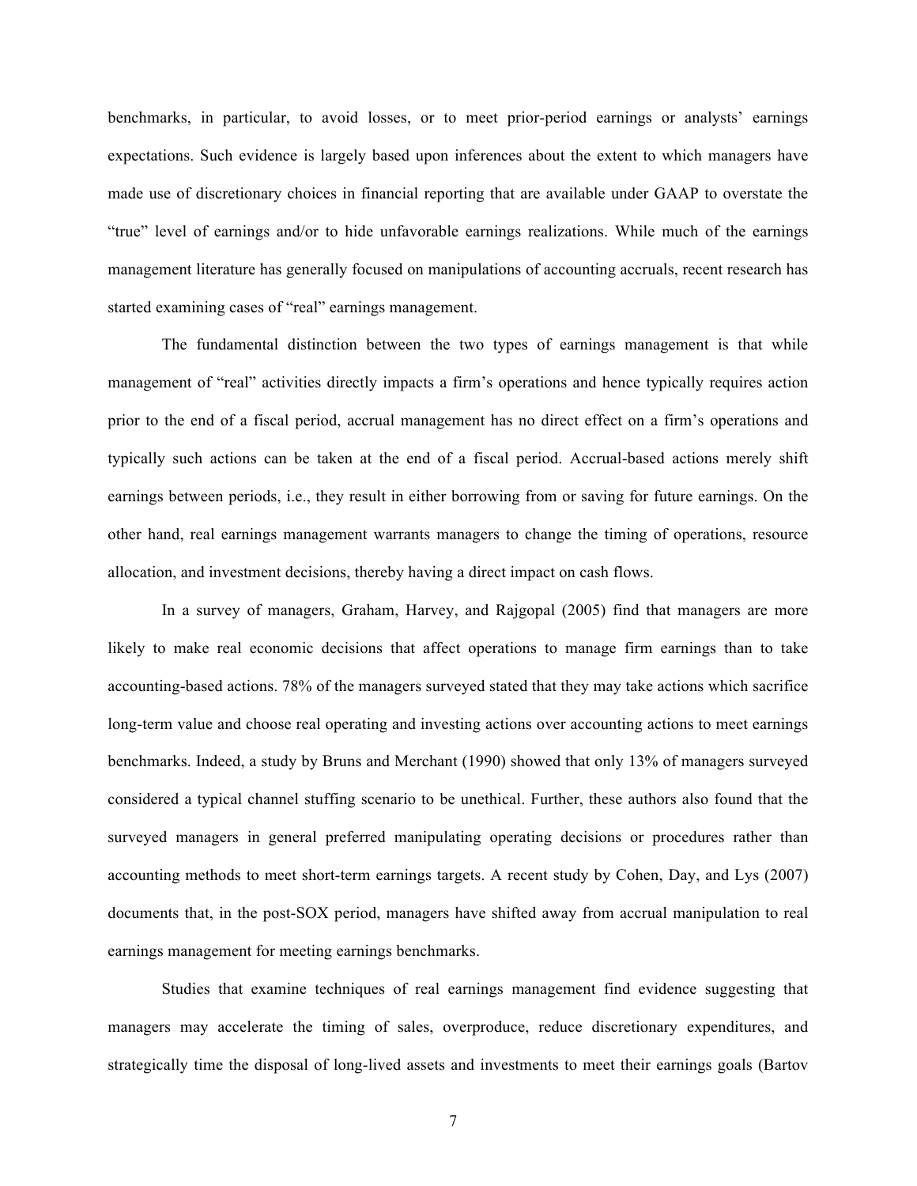benchmarks, in particular, to avoid losses, or to meet prior-period earnings or analysts' earnings expectations. Such evidence is largely based upon inferences about the extent to which managers have made use of discretionary choices in financial reporting that are available under GAAP to overstate the "true" level of earnings and/or to hide unfavorable earnings realizations. While much of the earnings management literature has generally focused on manipulations of accounting accruals, recent research has started examining cases of "real" earnings management.

The fundamental distinction between the two types of earnings management is that while management of "real" activities directly impacts a firm's operations and hence typically requires action prior to the end of a fiscal period, accrual management has no direct effect on a firm's operations and typically such actions can be taken at the end of a fiscal period. Accrual-based actions merely shift earnings between periods, i.e., they result in either borrowing from or saving for future earnings. On the other hand, real earnings management warrants managers to change the timing of operations, resource allocation, and investment decisions, thereby having a direct impact on cash flows.

In a survey of managers, Graham, Harvey, and Rajgopal (2005) find that managers are more likely to make real economic decisions that affect operations to manage firm earnings than to take accounting-based actions. 78% of the managers surveyed stated that they may take actions which sacrifice long-term value and choose real operating and investing actions over accounting actions to meet earnings benchmarks. Indeed, a study by Bruns and Merchant (1990) showed that only 13% of managers surveyed considered a typical channel stuffing scenario to be unethical. Further, these authors also found that the surveyed managers in general preferred manipulating operating decisions or procedures rather than accounting methods to meet short-term earnings targets. A recent study by Cohen, Day, and Lys (2007) documents that, in the post-SOX period, managers have shifted away from accrual manipulation to real earnings management for meeting earnings benchmarks.

Studies that examine techniques of real earnings management find evidence suggesting that managers may accelerate the timing of sales, overproduce, reduce discretionary expenditures, and strategically time the disposal of long-lived assets and investments to meet their earnings goals (Bartov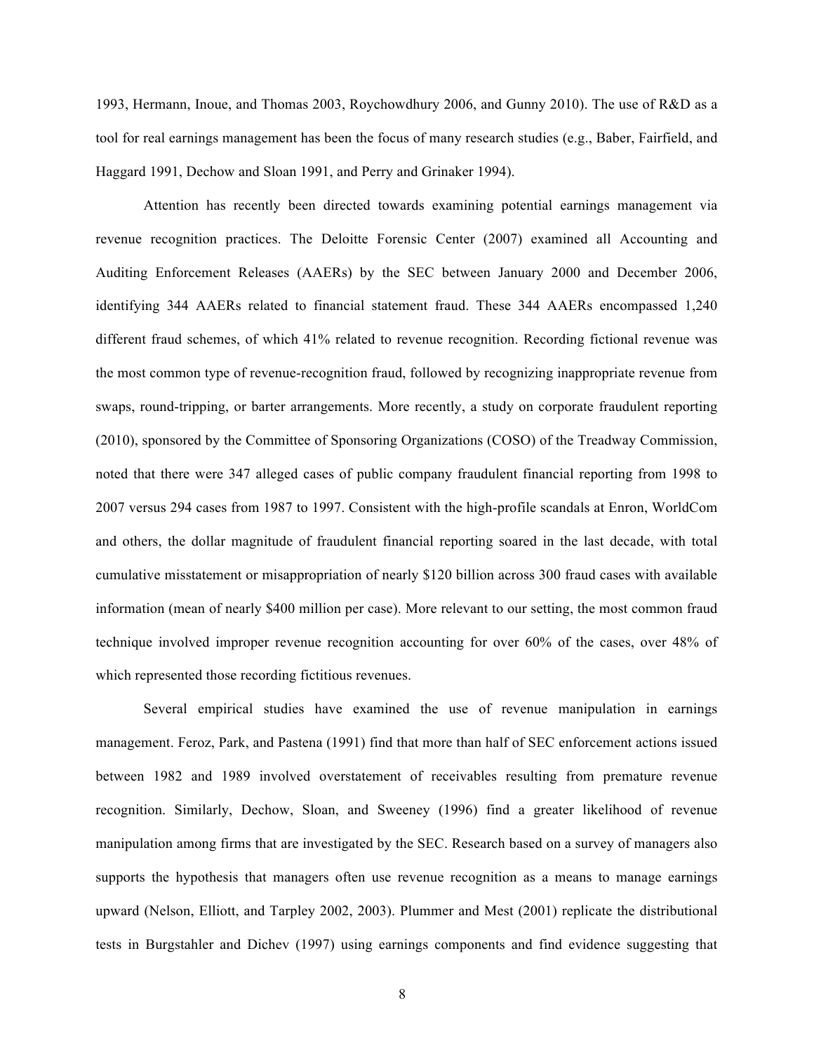1993, Hermann, Inoue, and Thomas 2003, Roychowdhury 2006, and Gunny 2010). The use of R&D as a tool for real earnings management has been the focus of many research studies (e.g., Baber, Fairfield, and Haggard 1991, Dechow and Sloan 1991, and Perry and Grinaker 1994).

Attention has recently been directed towards examining potential earnings management via revenue recognition practices. The Deloitte Forensic Center (2007) examined all Accounting and Auditing Enforcement Releases (AAERs) by the SEC between January 2000 and December 2006, identifying 344 AAERs related to financial statement fraud. These 344 AAERs encompassed 1,240 different fraud schemes, of which 41% related to revenue recognition. Recording fictional revenue was the most common type of revenue-recognition fraud, followed by recognizing inappropriate revenue from swaps, round-tripping, or barter arrangements. More recently, a study on corporate fraudulent reporting (2010), sponsored by the Committee of Sponsoring Organizations (COSO) of the Treadway Commission, noted that there were 347 alleged cases of public company fraudulent financial reporting from 1998 to 2007 versus 294 cases from 1987 to 1997. Consistent with the high-profile scandals at Enron, WorldCom and others, the dollar magnitude of fraudulent financial reporting soared in the last decade, with total cumulative misstatement or misappropriation of nearly $120 billion across 300 fraud cases with available information (mean of nearly $400 million per case). More relevant to our setting, the most common fraud technique involved improper revenue recognition accounting for over 60% of the cases, over 48% of which represented those recording fictitious revenues.

Several empirical studies have examined the use of revenue manipulation in earnings management. Feroz, Park, and Pastena (1991) find that more than half of SEC enforcement actions issued between 1982 and 1989 involved overstatement of receivables resulting from premature revenue recognition. Similarly, Dechow, Sloan, and Sweeney (1996) find a greater likelihood of revenue manipulation among firms that are investigated by the SEC. Research based on a survey of managers also supports the hypothesis that managers often use revenue recognition as a means to manage earnings upward (Nelson, Elliott, and Tarpley 2002, 2003). Plummer and Mest (2001) replicate the distributional tests in Burgstahler and Dichev (1997) using earnings components and find evidence suggesting that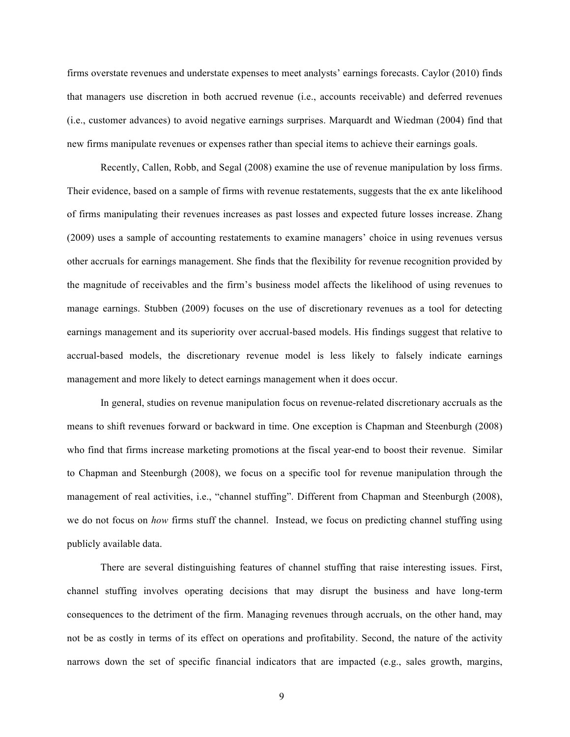firms overstate revenues and understate expenses to meet analysts' earnings forecasts. Caylor (2010) finds that managers use discretion in both accrued revenue (i.e., accounts receivable) and deferred revenues (i.e., customer advances) to avoid negative earnings surprises. Marquardt and Wiedman (2004) find that new firms manipulate revenues or expenses rather than special items to achieve their earnings goals.

Recently, Callen, Robb, and Segal (2008) examine the use of revenue manipulation by loss firms. Their evidence, based on a sample of firms with revenue restatements, suggests that the ex ante likelihood of firms manipulating their revenues increases as past losses and expected future losses increase. Zhang (2009) uses a sample of accounting restatements to examine managers' choice in using revenues versus other accruals for earnings management. She finds that the flexibility for revenue recognition provided by the magnitude of receivables and the firm's business model affects the likelihood of using revenues to manage earnings. Stubben (2009) focuses on the use of discretionary revenues as a tool for detecting earnings management and its superiority over accrual-based models. His findings suggest that relative to accrual-based models, the discretionary revenue model is less likely to falsely indicate earnings management and more likely to detect earnings management when it does occur.

In general, studies on revenue manipulation focus on revenue-related discretionary accruals as the means to shift revenues forward or backward in time. One exception is Chapman and Steenburgh (2008) who find that firms increase marketing promotions at the fiscal year-end to boost their revenue. Similar to Chapman and Steenburgh (2008), we focus on a specific tool for revenue manipulation through the management of real activities, i.e., "channel stuffing". Different from Chapman and Steenburgh (2008), we do not focus on *how* firms stuff the channel. Instead, we focus on predicting channel stuffing using publicly available data.

There are several distinguishing features of channel stuffing that raise interesting issues. First, channel stuffing involves operating decisions that may disrupt the business and have long-term consequences to the detriment of the firm. Managing revenues through accruals, on the other hand, may not be as costly in terms of its effect on operations and profitability. Second, the nature of the activity narrows down the set of specific financial indicators that are impacted (e.g., sales growth, margins,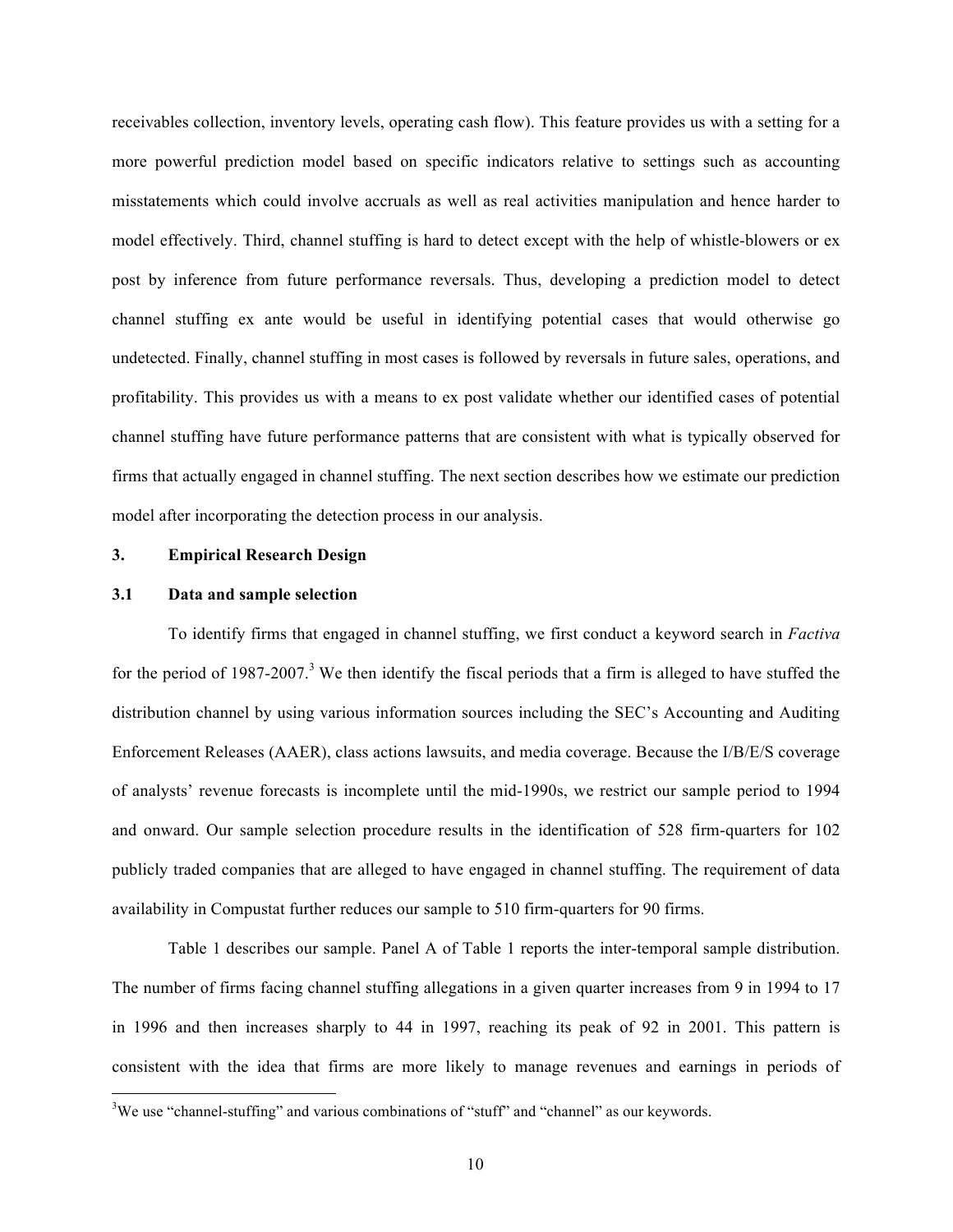receivables collection, inventory levels, operating cash flow). This feature provides us with a setting for a more powerful prediction model based on specific indicators relative to settings such as accounting misstatements which could involve accruals as well as real activities manipulation and hence harder to model effectively. Third, channel stuffing is hard to detect except with the help of whistle-blowers or ex post by inference from future performance reversals. Thus, developing a prediction model to detect channel stuffing ex ante would be useful in identifying potential cases that would otherwise go undetected. Finally, channel stuffing in most cases is followed by reversals in future sales, operations, and profitability. This provides us with a means to ex post validate whether our identified cases of potential channel stuffing have future performance patterns that are consistent with what is typically observed for firms that actually engaged in channel stuffing. The next section describes how we estimate our prediction model after incorporating the detection process in our analysis.

## 3. Empirical Research Design

### 3.1 Data and sample selection

To identify firms that engaged in channel stuffing, we first conduct a keyword search in *Factiva* for the period of 1987-2007.[3] We then identify the fiscal periods that a firm is alleged to have stuffed the distribution channel by using various information sources including the SEC's Accounting and Auditing Enforcement Releases (AAER), class actions lawsuits, and media coverage. Because the I/B/E/S coverage of analysts' revenue forecasts is incomplete until the mid-1990s, we restrict our sample period to 1994 and onward. Our sample selection procedure results in the identification of 528 firm-quarters for 102 publicly traded companies that are alleged to have engaged in channel stuffing. The requirement of data availability in Compustat further reduces our sample to 510 firm-quarters for 90 firms.

Table 1 describes our sample. Panel A of Table 1 reports the inter-temporal sample distribution. The number of firms facing channel stuffing allegations in a given quarter increases from 9 in 1994 to 17 in 1996 and then increases sharply to 44 in 1997, reaching its peak of 92 in 2001. This pattern is consistent with the idea that firms are more likely to manage revenues and earnings in periods of

[3]We use "channel-stuffing" and various combinations of "stuff" and "channel" as our keywords.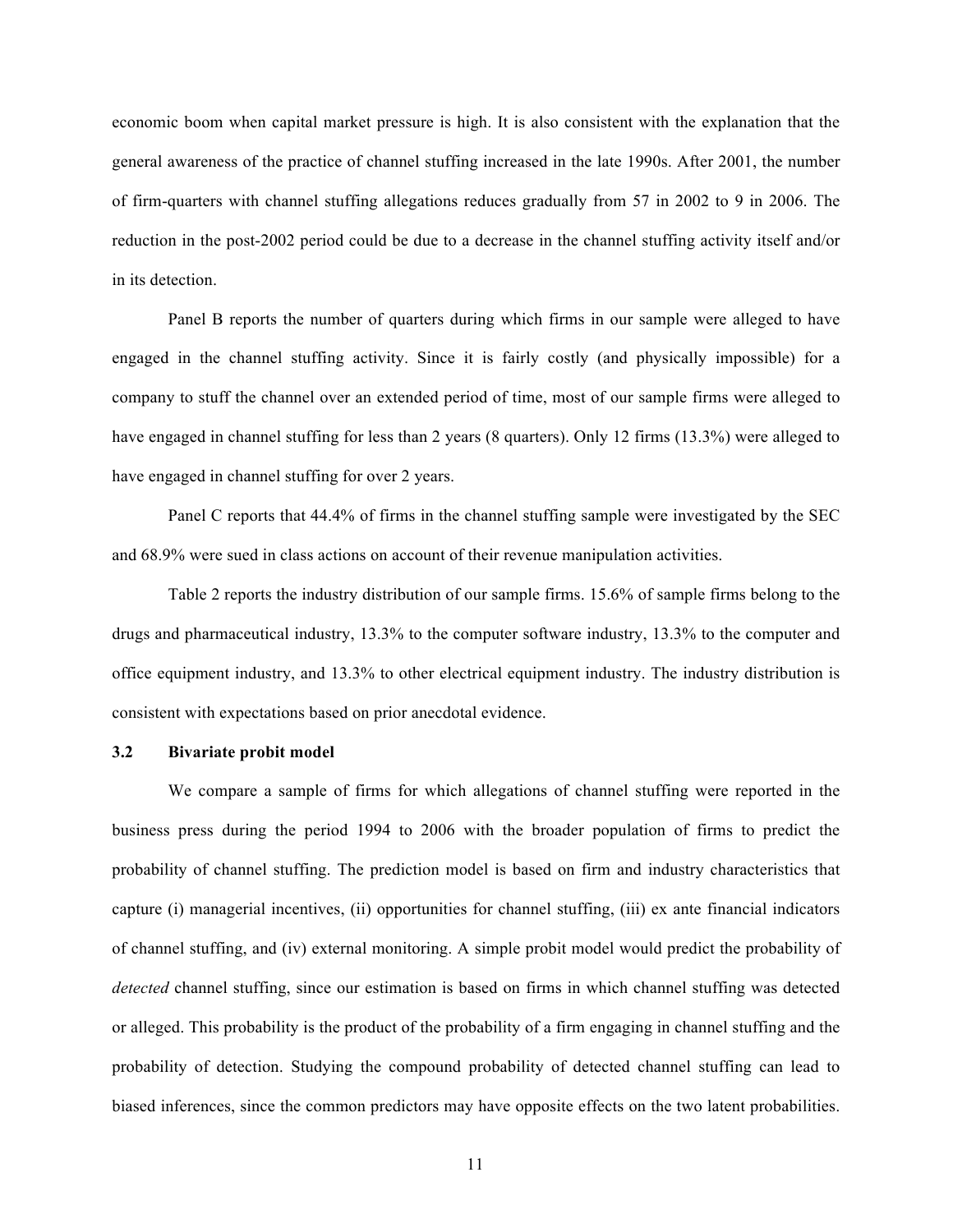economic boom when capital market pressure is high. It is also consistent with the explanation that the general awareness of the practice of channel stuffing increased in the late 1990s. After 2001, the number of firm-quarters with channel stuffing allegations reduces gradually from 57 in 2002 to 9 in 2006. The reduction in the post-2002 period could be due to a decrease in the channel stuffing activity itself and/or in its detection.

Panel B reports the number of quarters during which firms in our sample were alleged to have engaged in the channel stuffing activity. Since it is fairly costly (and physically impossible) for a company to stuff the channel over an extended period of time, most of our sample firms were alleged to have engaged in channel stuffing for less than 2 years (8 quarters). Only 12 firms (13.3%) were alleged to have engaged in channel stuffing for over 2 years.

Panel C reports that 44.4% of firms in the channel stuffing sample were investigated by the SEC and 68.9% were sued in class actions on account of their revenue manipulation activities.

Table 2 reports the industry distribution of our sample firms. 15.6% of sample firms belong to the drugs and pharmaceutical industry, 13.3% to the computer software industry, 13.3% to the computer and office equipment industry, and 13.3% to other electrical equipment industry. The industry distribution is consistent with expectations based on prior anecdotal evidence.

### 3.2 Bivariate probit model

We compare a sample of firms for which allegations of channel stuffing were reported in the business press during the period 1994 to 2006 with the broader population of firms to predict the probability of channel stuffing. The prediction model is based on firm and industry characteristics that capture (i) managerial incentives, (ii) opportunities for channel stuffing, (iii) ex ante financial indicators of channel stuffing, and (iv) external monitoring. A simple probit model would predict the probability of *detected* channel stuffing, since our estimation is based on firms in which channel stuffing was detected or alleged. This probability is the product of the probability of a firm engaging in channel stuffing and the probability of detection. Studying the compound probability of detected channel stuffing can lead to biased inferences, since the common predictors may have opposite effects on the two latent probabilities.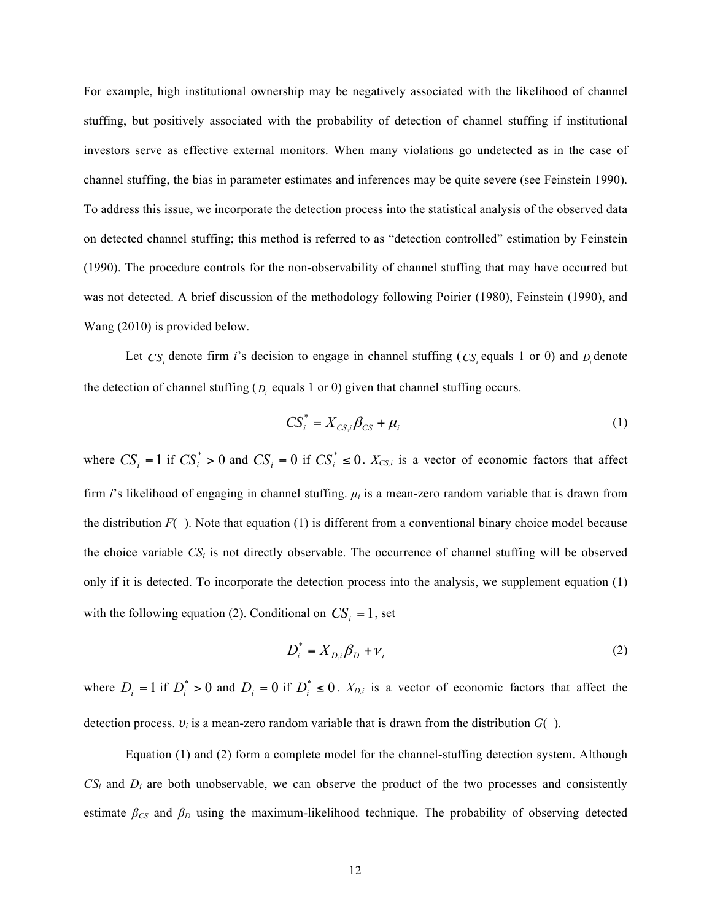For example, high institutional ownership may be negatively associated with the likelihood of channel stuffing, but positively associated with the probability of detection of channel stuffing if institutional investors serve as effective external monitors. When many violations go undetected as in the case of channel stuffing, the bias in parameter estimates and inferences may be quite severe (see Feinstein 1990). To address this issue, we incorporate the detection process into the statistical analysis of the observed data on detected channel stuffing; this method is referred to as "detection controlled" estimation by Feinstein (1990). The procedure controls for the non-observability of channel stuffing that may have occurred but was not detected. A brief discussion of the methodology following Poirier (1980), Feinstein (1990), and Wang (2010) is provided below.

Let $CS_i$ denote firm *i*'s decision to engage in channel stuffing ($CS_i$ equals 1 or 0) and $D_i$ denote the detection of channel stuffing ($D_i$ equals 1 or 0) given that channel stuffing occurs.

$$CS_i^* = X_{CS,i}\beta_{CS} + \mu_i \tag{1}$$

where $CS_i = 1$ if $CS_i^* > 0$ and $CS_i = 0$ if $CS_i^* \leq 0$. $X_{CS,i}$ is a vector of economic factors that affect firm *i*'s likelihood of engaging in channel stuffing. $\mu_i$ is a mean-zero random variable that is drawn from the distribution *F*( ). Note that equation (1) is different from a conventional binary choice model because the choice variable $CS_i$ is not directly observable. The occurrence of channel stuffing will be observed only if it is detected. To incorporate the detection process into the analysis, we supplement equation (1) with the following equation (2). Conditional on $CS_i = 1$, set

$$D_i^* = X_{D,i}\beta_D + \nu_i \tag{2}$$

where $D_i = 1$ if $D_i^* > 0$ and $D_i = 0$ if $D_i^* \leq 0$. $X_{D,i}$ is a vector of economic factors that affect the detection process. $\upsilon_i$ is a mean-zero random variable that is drawn from the distribution *G*( ).

Equation (1) and (2) form a complete model for the channel-stuffing detection system. Although $CS_i$ and $D_i$ are both unobservable, we can observe the product of the two processes and consistently estimate $\beta_{CS}$ and $\beta_D$ using the maximum-likelihood technique. The probability of observing detected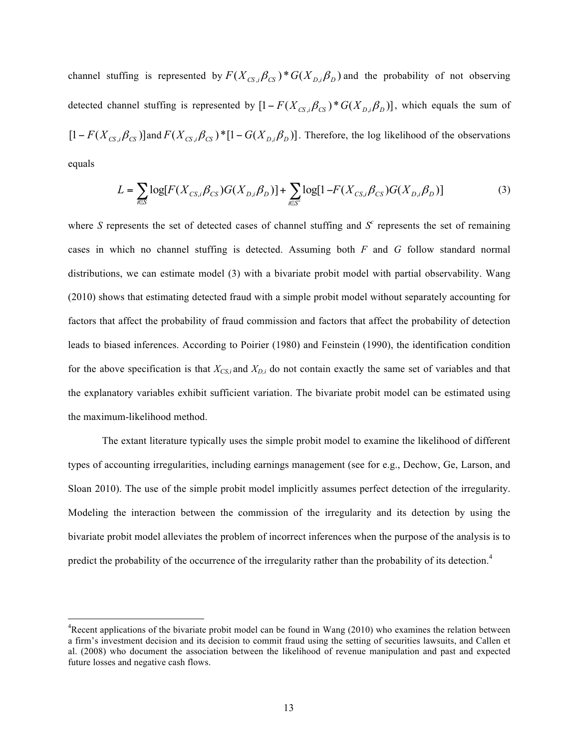channel stuffing is represented by $F(X_{CS,i}\beta_{CS}) * G(X_{D,i}\beta_D)$ and the probability of not observing detected channel stuffing is represented by $[1 - F(X_{CS,i}\beta_{CS}) * G(X_{D,i}\beta_D)]$, which equals the sum of $[1 - F(X_{CS,i}\beta_{CS})]$ and $F(X_{CS,i}\beta_{CS}) * [1 - G(X_{D,i}\beta_D)]$. Therefore, the log likelihood of the observations equals

$$L = \sum_{i \in S} \log[F(X_{CS,i}\beta_{CS})G(X_{D,i}\beta_D)] + \sum_{i \in S^c} \log[1 - F(X_{CS,i}\beta_{CS})G(X_{D,i}\beta_D)] \tag{3}$$

where *S* represents the set of detected cases of channel stuffing and $S^c$ represents the set of remaining cases in which no channel stuffing is detected. Assuming both *F* and *G* follow standard normal distributions, we can estimate model (3) with a bivariate probit model with partial observability. Wang (2010) shows that estimating detected fraud with a simple probit model without separately accounting for factors that affect the probability of fraud commission and factors that affect the probability of detection leads to biased inferences. According to Poirier (1980) and Feinstein (1990), the identification condition for the above specification is that $X_{CS,i}$ and $X_{D,i}$ do not contain exactly the same set of variables and that the explanatory variables exhibit sufficient variation. The bivariate probit model can be estimated using the maximum-likelihood method.

The extant literature typically uses the simple probit model to examine the likelihood of different types of accounting irregularities, including earnings management (see for e.g., Dechow, Ge, Larson, and Sloan 2010). The use of the simple probit model implicitly assumes perfect detection of the irregularity. Modeling the interaction between the commission of the irregularity and its detection by using the bivariate probit model alleviates the problem of incorrect inferences when the purpose of the analysis is to predict the probability of the occurrence of the irregularity rather than the probability of its detection.[4]

[4] Recent applications of the bivariate probit model can be found in Wang (2010) who examines the relation between a firm's investment decision and its decision to commit fraud using the setting of securities lawsuits, and Callen et al. (2008) who document the association between the likelihood of revenue manipulation and past and expected future losses and negative cash flows.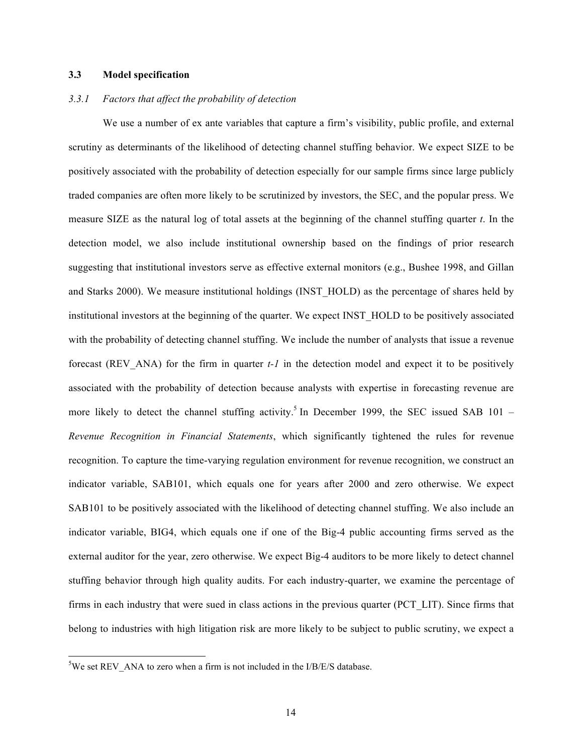### 3.3 Model specification

#### *3.3.1 Factors that affect the probability of detection*

We use a number of ex ante variables that capture a firm's visibility, public profile, and external scrutiny as determinants of the likelihood of detecting channel stuffing behavior. We expect SIZE to be positively associated with the probability of detection especially for our sample firms since large publicly traded companies are often more likely to be scrutinized by investors, the SEC, and the popular press. We measure SIZE as the natural log of total assets at the beginning of the channel stuffing quarter *t*. In the detection model, we also include institutional ownership based on the findings of prior research suggesting that institutional investors serve as effective external monitors (e.g., Bushee 1998, and Gillan and Starks 2000). We measure institutional holdings (INST_HOLD) as the percentage of shares held by institutional investors at the beginning of the quarter. We expect INST_HOLD to be positively associated with the probability of detecting channel stuffing. We include the number of analysts that issue a revenue forecast (REV_ANA) for the firm in quarter *t-1* in the detection model and expect it to be positively associated with the probability of detection because analysts with expertise in forecasting revenue are more likely to detect the channel stuffing activity.[5] In December 1999, the SEC issued SAB 101 – *Revenue Recognition in Financial Statements*, which significantly tightened the rules for revenue recognition. To capture the time-varying regulation environment for revenue recognition, we construct an indicator variable, SAB101, which equals one for years after 2000 and zero otherwise. We expect SAB101 to be positively associated with the likelihood of detecting channel stuffing. We also include an indicator variable, BIG4, which equals one if one of the Big-4 public accounting firms served as the external auditor for the year, zero otherwise. We expect Big-4 auditors to be more likely to detect channel stuffing behavior through high quality audits. For each industry-quarter, we examine the percentage of firms in each industry that were sued in class actions in the previous quarter (PCT_LIT). Since firms that belong to industries with high litigation risk are more likely to be subject to public scrutiny, we expect a

---

[5] We set REV_ANA to zero when a firm is not included in the I/B/E/S database.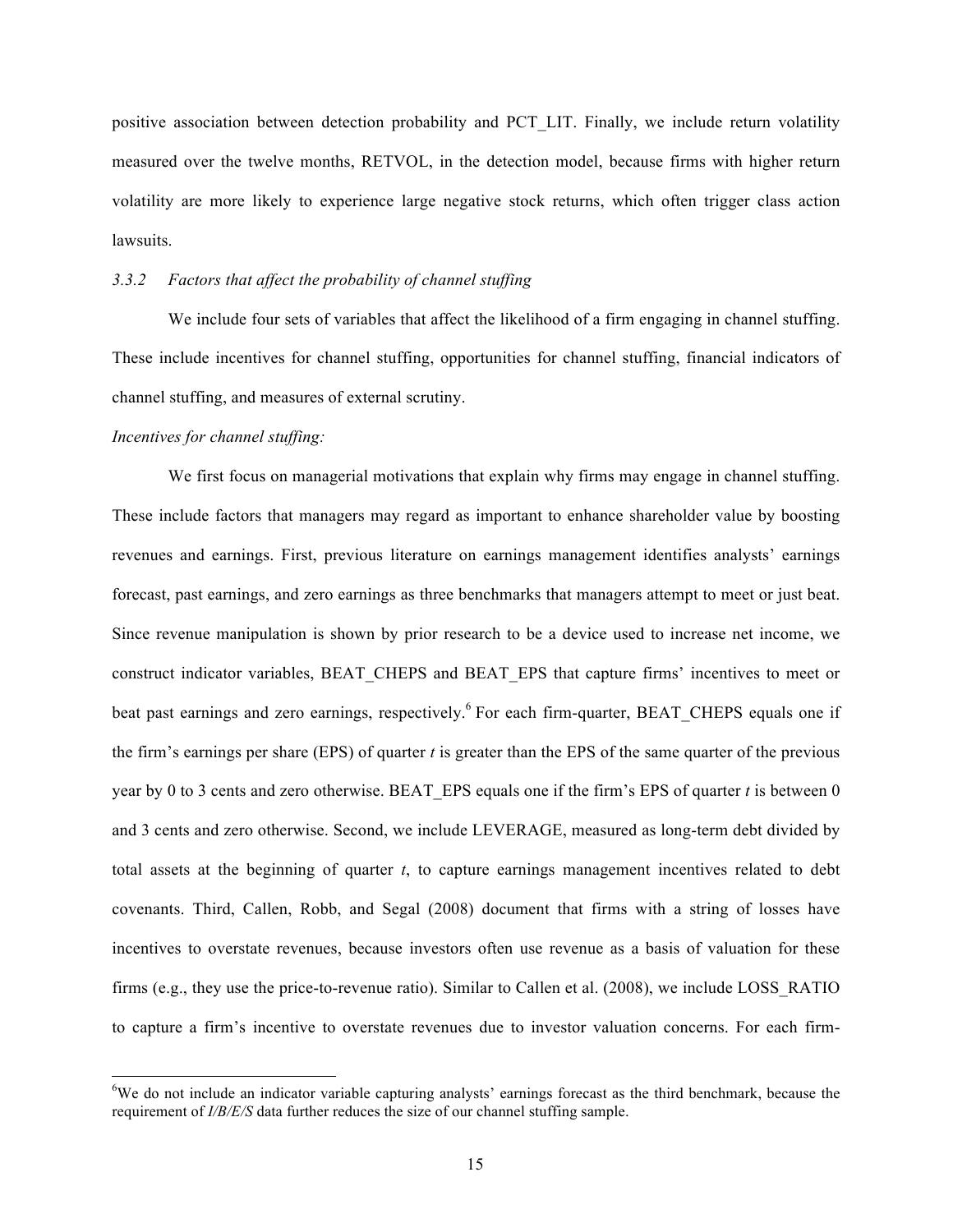positive association between detection probability and PCT_LIT. Finally, we include return volatility measured over the twelve months, RETVOL, in the detection model, because firms with higher return volatility are more likely to experience large negative stock returns, which often trigger class action lawsuits.

### *3.3.2 Factors that affect the probability of channel stuffing*

We include four sets of variables that affect the likelihood of a firm engaging in channel stuffing. These include incentives for channel stuffing, opportunities for channel stuffing, financial indicators of channel stuffing, and measures of external scrutiny.

*Incentives for channel stuffing:*

We first focus on managerial motivations that explain why firms may engage in channel stuffing. These include factors that managers may regard as important to enhance shareholder value by boosting revenues and earnings. First, previous literature on earnings management identifies analysts' earnings forecast, past earnings, and zero earnings as three benchmarks that managers attempt to meet or just beat. Since revenue manipulation is shown by prior research to be a device used to increase net income, we construct indicator variables, BEAT_CHEPS and BEAT_EPS that capture firms' incentives to meet or beat past earnings and zero earnings, respectively.[6] For each firm-quarter, BEAT_CHEPS equals one if the firm's earnings per share (EPS) of quarter $t$ is greater than the EPS of the same quarter of the previous year by 0 to 3 cents and zero otherwise. BEAT_EPS equals one if the firm's EPS of quarter $t$ is between 0 and 3 cents and zero otherwise. Second, we include LEVERAGE, measured as long-term debt divided by total assets at the beginning of quarter $t$, to capture earnings management incentives related to debt covenants. Third, Callen, Robb, and Segal (2008) document that firms with a string of losses have incentives to overstate revenues, because investors often use revenue as a basis of valuation for these firms (e.g., they use the price-to-revenue ratio). Similar to Callen et al. (2008), we include LOSS_RATIO to capture a firm's incentive to overstate revenues due to investor valuation concerns. For each firm-

[6]We do not include an indicator variable capturing analysts' earnings forecast as the third benchmark, because the requirement of *I/B/E/S* data further reduces the size of our channel stuffing sample.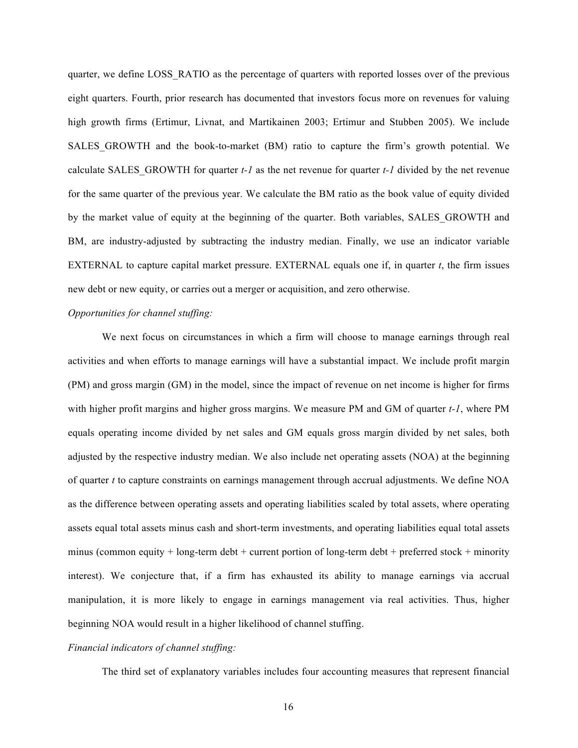quarter, we define LOSS_RATIO as the percentage of quarters with reported losses over of the previous eight quarters. Fourth, prior research has documented that investors focus more on revenues for valuing high growth firms (Ertimur, Livnat, and Martikainen 2003; Ertimur and Stubben 2005). We include SALES_GROWTH and the book-to-market (BM) ratio to capture the firm's growth potential. We calculate SALES_GROWTH for quarter $t\text{-}1$ as the net revenue for quarter $t\text{-}1$ divided by the net revenue for the same quarter of the previous year. We calculate the BM ratio as the book value of equity divided by the market value of equity at the beginning of the quarter. Both variables, SALES_GROWTH and BM, are industry-adjusted by subtracting the industry median. Finally, we use an indicator variable EXTERNAL to capture capital market pressure. EXTERNAL equals one if, in quarter $t$, the firm issues new debt or new equity, or carries out a merger or acquisition, and zero otherwise.

*Opportunities for channel stuffing:*

We next focus on circumstances in which a firm will choose to manage earnings through real activities and when efforts to manage earnings will have a substantial impact. We include profit margin (PM) and gross margin (GM) in the model, since the impact of revenue on net income is higher for firms with higher profit margins and higher gross margins. We measure PM and GM of quarter $t\text{-}1$, where PM equals operating income divided by net sales and GM equals gross margin divided by net sales, both adjusted by the respective industry median. We also include net operating assets (NOA) at the beginning of quarter $t$ to capture constraints on earnings management through accrual adjustments. We define NOA as the difference between operating assets and operating liabilities scaled by total assets, where operating assets equal total assets minus cash and short-term investments, and operating liabilities equal total assets minus (common equity + long-term debt + current portion of long-term debt + preferred stock + minority interest). We conjecture that, if a firm has exhausted its ability to manage earnings via accrual manipulation, it is more likely to engage in earnings management via real activities. Thus, higher beginning NOA would result in a higher likelihood of channel stuffing.

*Financial indicators of channel stuffing:*

The third set of explanatory variables includes four accounting measures that represent financial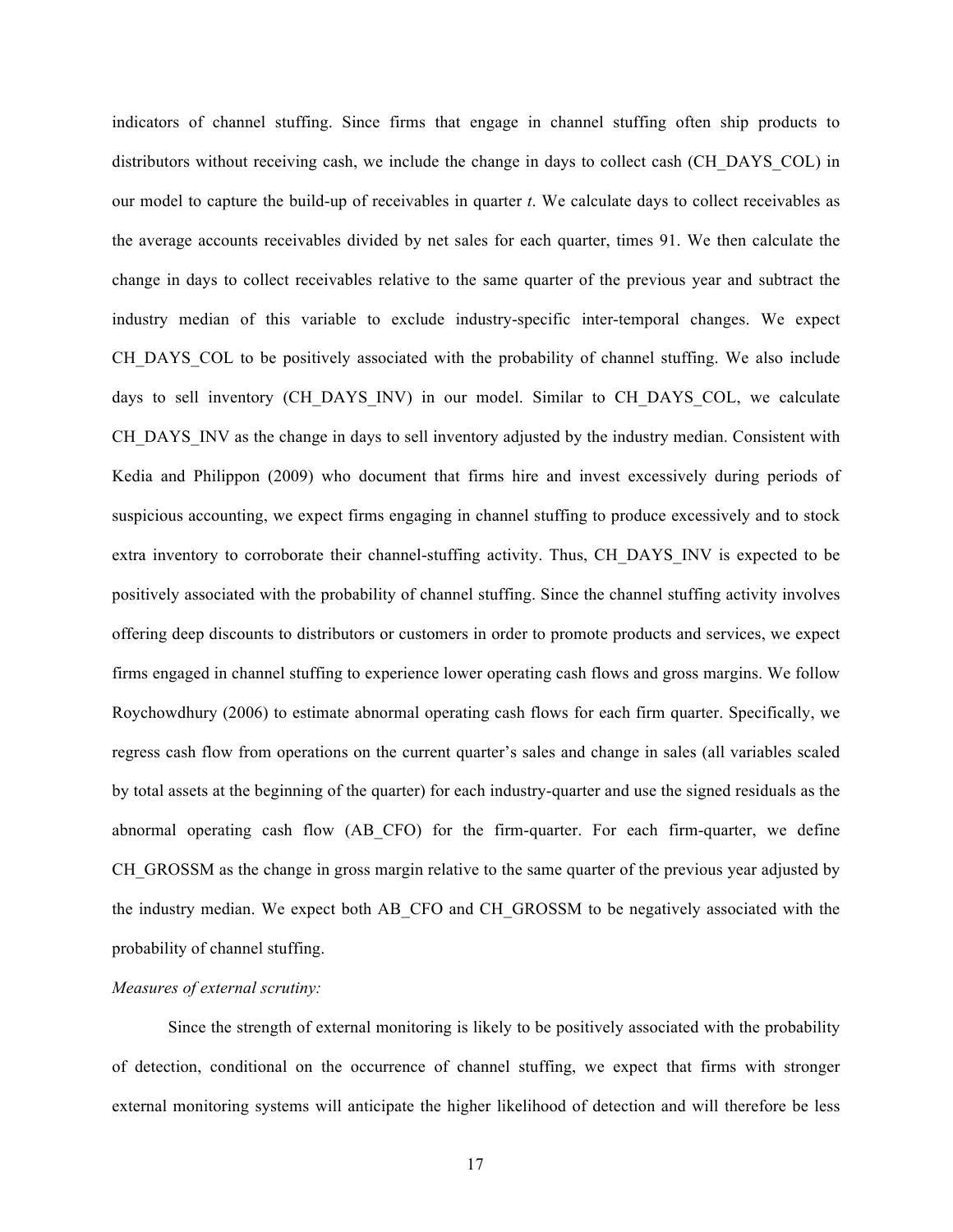indicators of channel stuffing. Since firms that engage in channel stuffing often ship products to distributors without receiving cash, we include the change in days to collect cash (CH_DAYS_COL) in our model to capture the build-up of receivables in quarter *t*. We calculate days to collect receivables as the average accounts receivables divided by net sales for each quarter, times 91. We then calculate the change in days to collect receivables relative to the same quarter of the previous year and subtract the industry median of this variable to exclude industry-specific inter-temporal changes. We expect CH_DAYS_COL to be positively associated with the probability of channel stuffing. We also include days to sell inventory (CH_DAYS_INV) in our model. Similar to CH_DAYS_COL, we calculate CH_DAYS_INV as the change in days to sell inventory adjusted by the industry median. Consistent with Kedia and Philippon (2009) who document that firms hire and invest excessively during periods of suspicious accounting, we expect firms engaging in channel stuffing to produce excessively and to stock extra inventory to corroborate their channel-stuffing activity. Thus, CH_DAYS_INV is expected to be positively associated with the probability of channel stuffing. Since the channel stuffing activity involves offering deep discounts to distributors or customers in order to promote products and services, we expect firms engaged in channel stuffing to experience lower operating cash flows and gross margins. We follow Roychowdhury (2006) to estimate abnormal operating cash flows for each firm quarter. Specifically, we regress cash flow from operations on the current quarter's sales and change in sales (all variables scaled by total assets at the beginning of the quarter) for each industry-quarter and use the signed residuals as the abnormal operating cash flow (AB_CFO) for the firm-quarter. For each firm-quarter, we define CH_GROSSM as the change in gross margin relative to the same quarter of the previous year adjusted by the industry median. We expect both AB_CFO and CH_GROSSM to be negatively associated with the probability of channel stuffing.

*Measures of external scrutiny:*

Since the strength of external monitoring is likely to be positively associated with the probability of detection, conditional on the occurrence of channel stuffing, we expect that firms with stronger external monitoring systems will anticipate the higher likelihood of detection and will therefore be less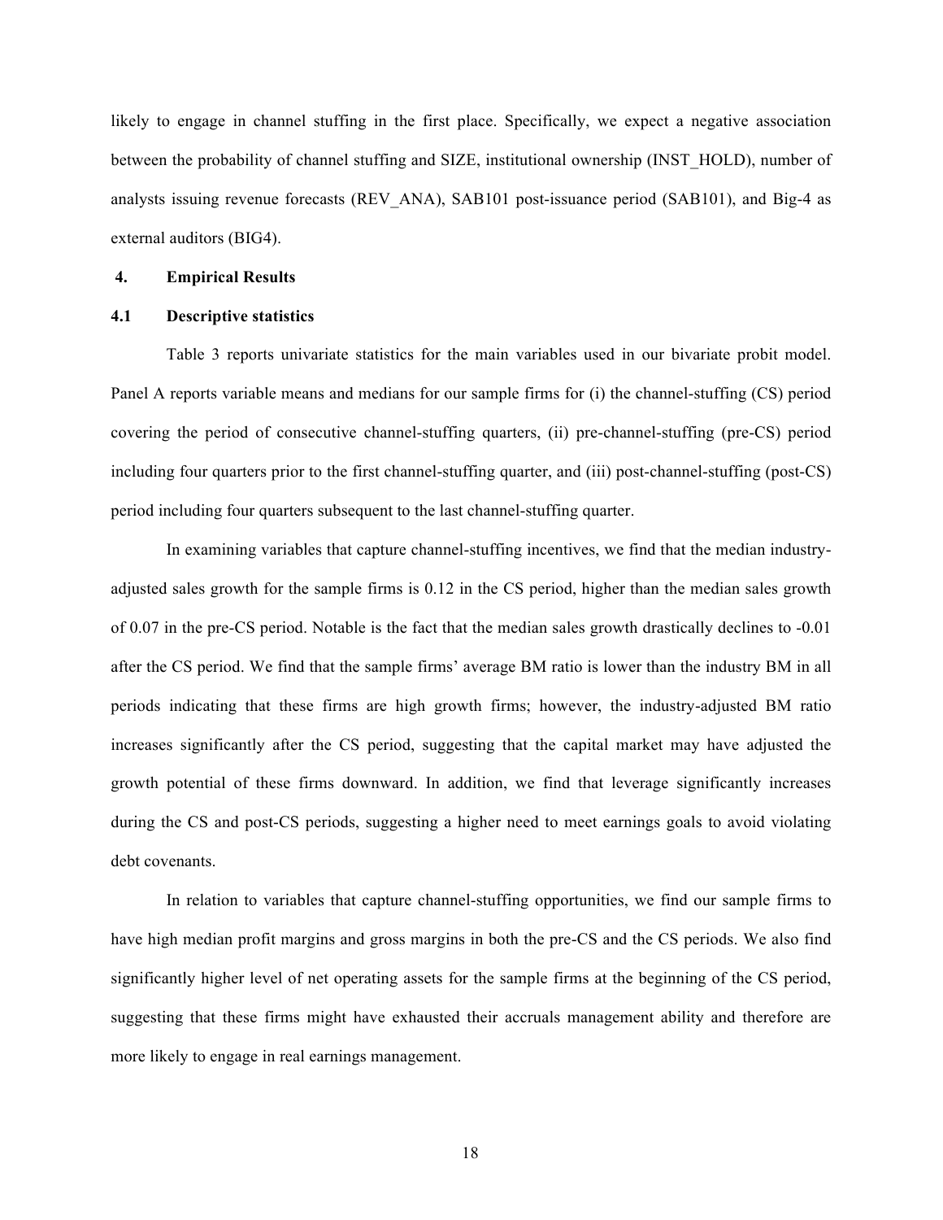likely to engage in channel stuffing in the first place. Specifically, we expect a negative association between the probability of channel stuffing and SIZE, institutional ownership (INST_HOLD), number of analysts issuing revenue forecasts (REV_ANA), SAB101 post-issuance period (SAB101), and Big-4 as external auditors (BIG4).

## 4. Empirical Results

### 4.1 Descriptive statistics

Table 3 reports univariate statistics for the main variables used in our bivariate probit model. Panel A reports variable means and medians for our sample firms for (i) the channel-stuffing (CS) period covering the period of consecutive channel-stuffing quarters, (ii) pre-channel-stuffing (pre-CS) period including four quarters prior to the first channel-stuffing quarter, and (iii) post-channel-stuffing (post-CS) period including four quarters subsequent to the last channel-stuffing quarter.

In examining variables that capture channel-stuffing incentives, we find that the median industry-adjusted sales growth for the sample firms is 0.12 in the CS period, higher than the median sales growth of 0.07 in the pre-CS period. Notable is the fact that the median sales growth drastically declines to -0.01 after the CS period. We find that the sample firms' average BM ratio is lower than the industry BM in all periods indicating that these firms are high growth firms; however, the industry-adjusted BM ratio increases significantly after the CS period, suggesting that the capital market may have adjusted the growth potential of these firms downward. In addition, we find that leverage significantly increases during the CS and post-CS periods, suggesting a higher need to meet earnings goals to avoid violating debt covenants.

In relation to variables that capture channel-stuffing opportunities, we find our sample firms to have high median profit margins and gross margins in both the pre-CS and the CS periods. We also find significantly higher level of net operating assets for the sample firms at the beginning of the CS period, suggesting that these firms might have exhausted their accruals management ability and therefore are more likely to engage in real earnings management.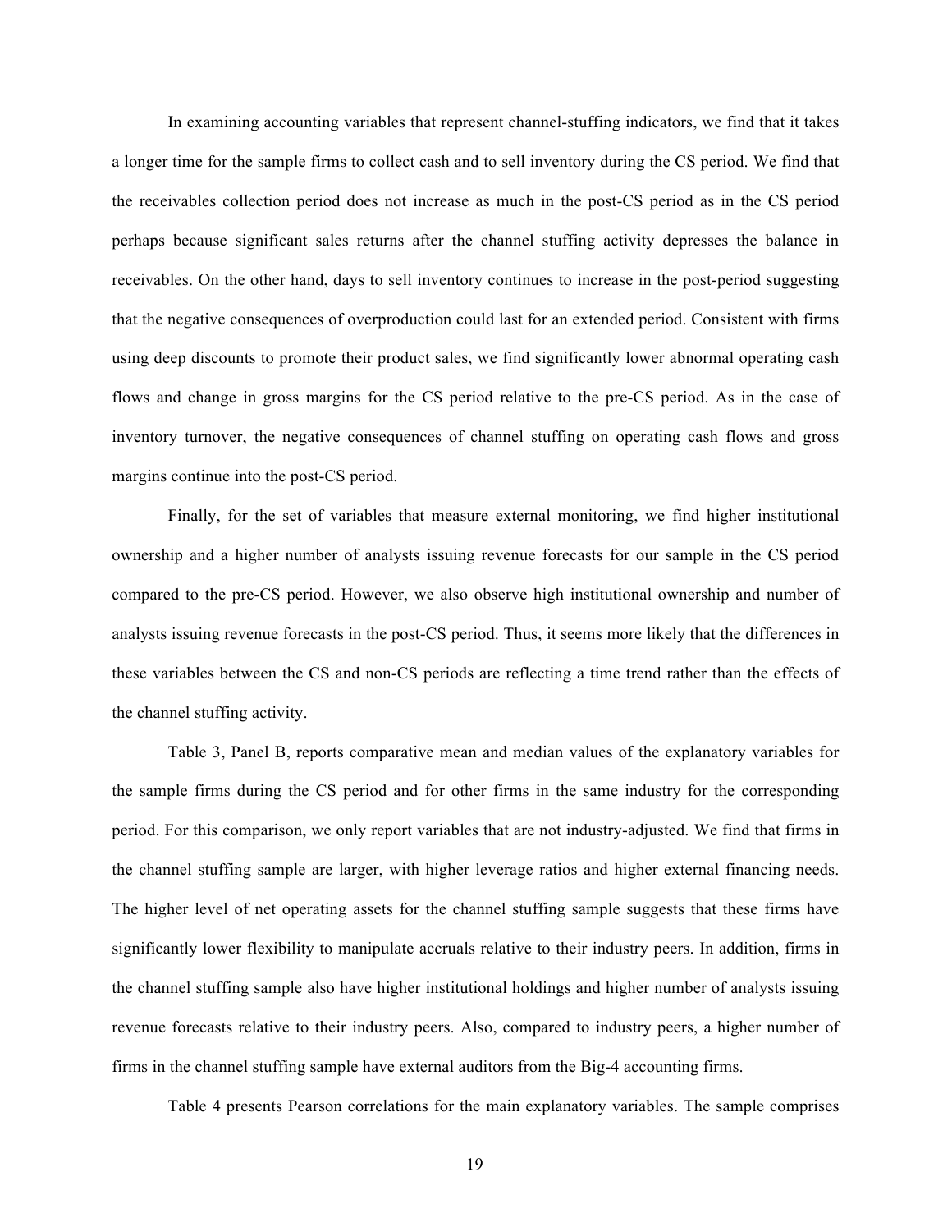In examining accounting variables that represent channel-stuffing indicators, we find that it takes a longer time for the sample firms to collect cash and to sell inventory during the CS period. We find that the receivables collection period does not increase as much in the post-CS period as in the CS period perhaps because significant sales returns after the channel stuffing activity depresses the balance in receivables. On the other hand, days to sell inventory continues to increase in the post-period suggesting that the negative consequences of overproduction could last for an extended period. Consistent with firms using deep discounts to promote their product sales, we find significantly lower abnormal operating cash flows and change in gross margins for the CS period relative to the pre-CS period. As in the case of inventory turnover, the negative consequences of channel stuffing on operating cash flows and gross margins continue into the post-CS period.

Finally, for the set of variables that measure external monitoring, we find higher institutional ownership and a higher number of analysts issuing revenue forecasts for our sample in the CS period compared to the pre-CS period. However, we also observe high institutional ownership and number of analysts issuing revenue forecasts in the post-CS period. Thus, it seems more likely that the differences in these variables between the CS and non-CS periods are reflecting a time trend rather than the effects of the channel stuffing activity.

Table 3, Panel B, reports comparative mean and median values of the explanatory variables for the sample firms during the CS period and for other firms in the same industry for the corresponding period. For this comparison, we only report variables that are not industry-adjusted. We find that firms in the channel stuffing sample are larger, with higher leverage ratios and higher external financing needs. The higher level of net operating assets for the channel stuffing sample suggests that these firms have significantly lower flexibility to manipulate accruals relative to their industry peers. In addition, firms in the channel stuffing sample also have higher institutional holdings and higher number of analysts issuing revenue forecasts relative to their industry peers. Also, compared to industry peers, a higher number of firms in the channel stuffing sample have external auditors from the Big-4 accounting firms.

Table 4 presents Pearson correlations for the main explanatory variables. The sample comprises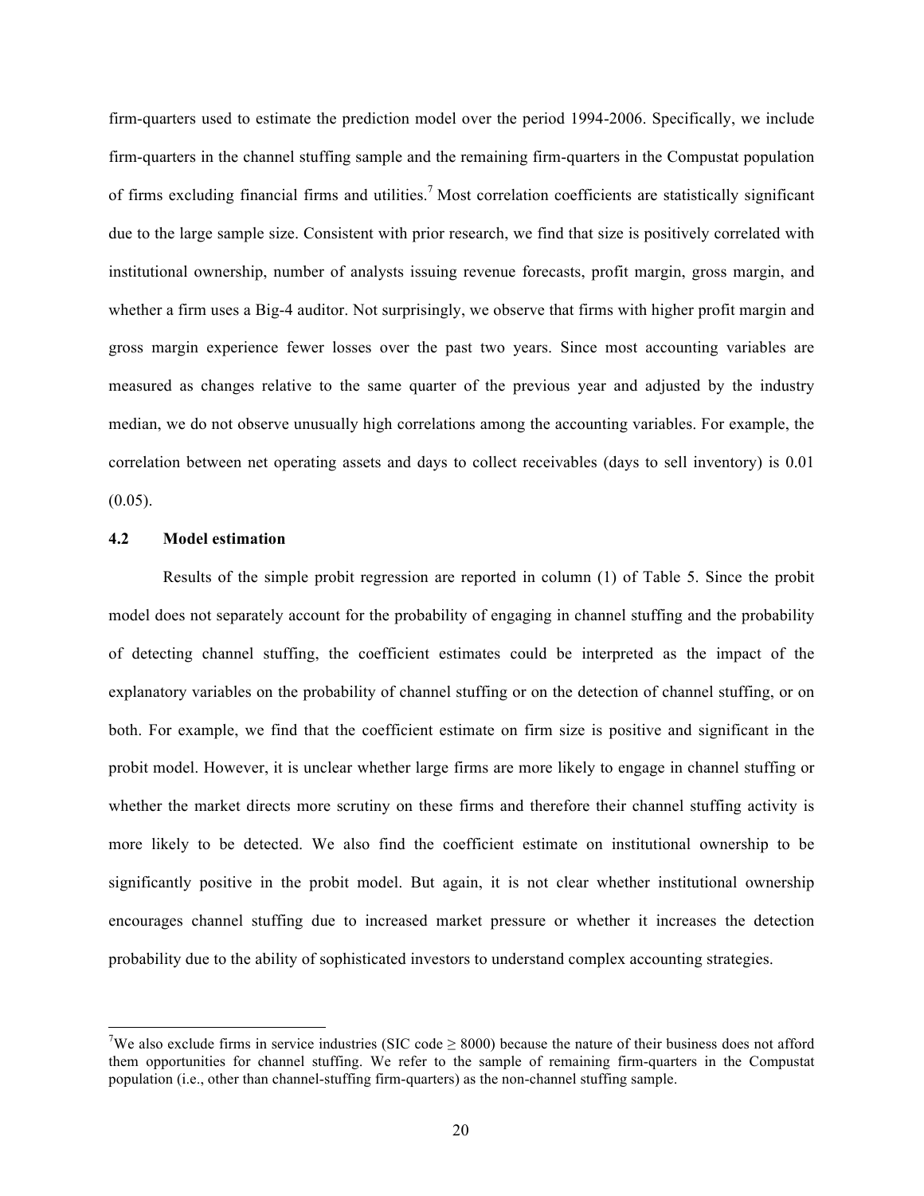firm-quarters used to estimate the prediction model over the period 1994-2006. Specifically, we include firm-quarters in the channel stuffing sample and the remaining firm-quarters in the Compustat population of firms excluding financial firms and utilities.[7] Most correlation coefficients are statistically significant due to the large sample size. Consistent with prior research, we find that size is positively correlated with institutional ownership, number of analysts issuing revenue forecasts, profit margin, gross margin, and whether a firm uses a Big-4 auditor. Not surprisingly, we observe that firms with higher profit margin and gross margin experience fewer losses over the past two years. Since most accounting variables are measured as changes relative to the same quarter of the previous year and adjusted by the industry median, we do not observe unusually high correlations among the accounting variables. For example, the correlation between net operating assets and days to collect receivables (days to sell inventory) is 0.01 (0.05).

### 4.2 Model estimation

Results of the simple probit regression are reported in column (1) of Table 5. Since the probit model does not separately account for the probability of engaging in channel stuffing and the probability of detecting channel stuffing, the coefficient estimates could be interpreted as the impact of the explanatory variables on the probability of channel stuffing or on the detection of channel stuffing, or on both. For example, we find that the coefficient estimate on firm size is positive and significant in the probit model. However, it is unclear whether large firms are more likely to engage in channel stuffing or whether the market directs more scrutiny on these firms and therefore their channel stuffing activity is more likely to be detected. We also find the coefficient estimate on institutional ownership to be significantly positive in the probit model. But again, it is not clear whether institutional ownership encourages channel stuffing due to increased market pressure or whether it increases the detection probability due to the ability of sophisticated investors to understand complex accounting strategies.

[7] We also exclude firms in service industries (SIC code ≥ 8000) because the nature of their business does not afford them opportunities for channel stuffing. We refer to the sample of remaining firm-quarters in the Compustat population (i.e., other than channel-stuffing firm-quarters) as the non-channel stuffing sample.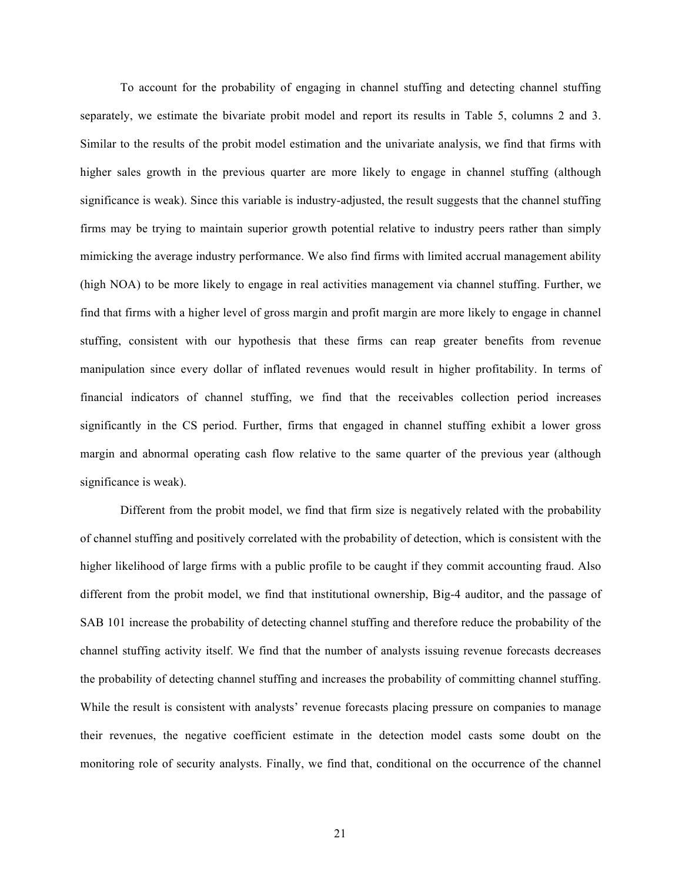To account for the probability of engaging in channel stuffing and detecting channel stuffing separately, we estimate the bivariate probit model and report its results in Table 5, columns 2 and 3. Similar to the results of the probit model estimation and the univariate analysis, we find that firms with higher sales growth in the previous quarter are more likely to engage in channel stuffing (although significance is weak). Since this variable is industry-adjusted, the result suggests that the channel stuffing firms may be trying to maintain superior growth potential relative to industry peers rather than simply mimicking the average industry performance. We also find firms with limited accrual management ability (high NOA) to be more likely to engage in real activities management via channel stuffing. Further, we find that firms with a higher level of gross margin and profit margin are more likely to engage in channel stuffing, consistent with our hypothesis that these firms can reap greater benefits from revenue manipulation since every dollar of inflated revenues would result in higher profitability. In terms of financial indicators of channel stuffing, we find that the receivables collection period increases significantly in the CS period. Further, firms that engaged in channel stuffing exhibit a lower gross margin and abnormal operating cash flow relative to the same quarter of the previous year (although significance is weak).

Different from the probit model, we find that firm size is negatively related with the probability of channel stuffing and positively correlated with the probability of detection, which is consistent with the higher likelihood of large firms with a public profile to be caught if they commit accounting fraud. Also different from the probit model, we find that institutional ownership, Big-4 auditor, and the passage of SAB 101 increase the probability of detecting channel stuffing and therefore reduce the probability of the channel stuffing activity itself. We find that the number of analysts issuing revenue forecasts decreases the probability of detecting channel stuffing and increases the probability of committing channel stuffing. While the result is consistent with analysts' revenue forecasts placing pressure on companies to manage their revenues, the negative coefficient estimate in the detection model casts some doubt on the monitoring role of security analysts. Finally, we find that, conditional on the occurrence of the channel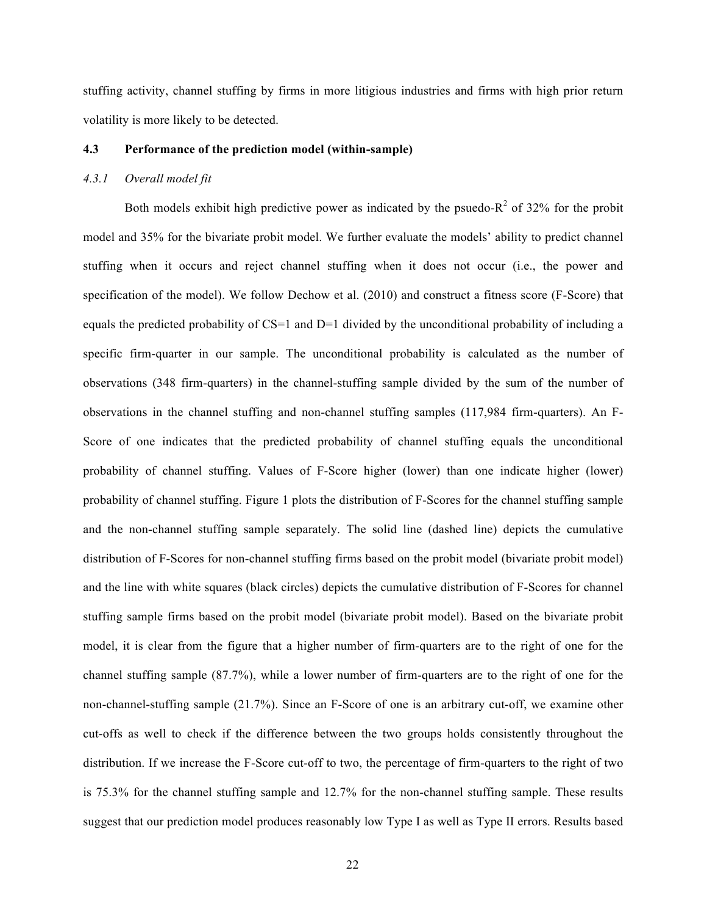stuffing activity, channel stuffing by firms in more litigious industries and firms with high prior return volatility is more likely to be detected.

### 4.3 Performance of the prediction model (within-sample)

#### *4.3.1 Overall model fit*

Both models exhibit high predictive power as indicated by the pseudo-$R^2$ of 32% for the probit model and 35% for the bivariate probit model. We further evaluate the models' ability to predict channel stuffing when it occurs and reject channel stuffing when it does not occur (i.e., the power and specification of the model). We follow Dechow et al. (2010) and construct a fitness score (F-Score) that equals the predicted probability of CS=1 and D=1 divided by the unconditional probability of including a specific firm-quarter in our sample. The unconditional probability is calculated as the number of observations (348 firm-quarters) in the channel-stuffing sample divided by the sum of the number of observations in the channel stuffing and non-channel stuffing samples (117,984 firm-quarters). An F-Score of one indicates that the predicted probability of channel stuffing equals the unconditional probability of channel stuffing. Values of F-Score higher (lower) than one indicate higher (lower) probability of channel stuffing. Figure 1 plots the distribution of F-Scores for the channel stuffing sample and the non-channel stuffing sample separately. The solid line (dashed line) depicts the cumulative distribution of F-Scores for non-channel stuffing firms based on the probit model (bivariate probit model) and the line with white squares (black circles) depicts the cumulative distribution of F-Scores for channel stuffing sample firms based on the probit model (bivariate probit model). Based on the bivariate probit model, it is clear from the figure that a higher number of firm-quarters are to the right of one for the channel stuffing sample (87.7%), while a lower number of firm-quarters are to the right of one for the non-channel-stuffing sample (21.7%). Since an F-Score of one is an arbitrary cut-off, we examine other cut-offs as well to check if the difference between the two groups holds consistently throughout the distribution. If we increase the F-Score cut-off to two, the percentage of firm-quarters to the right of two is 75.3% for the channel stuffing sample and 12.7% for the non-channel stuffing sample. These results suggest that our prediction model produces reasonably low Type I as well as Type II errors. Results based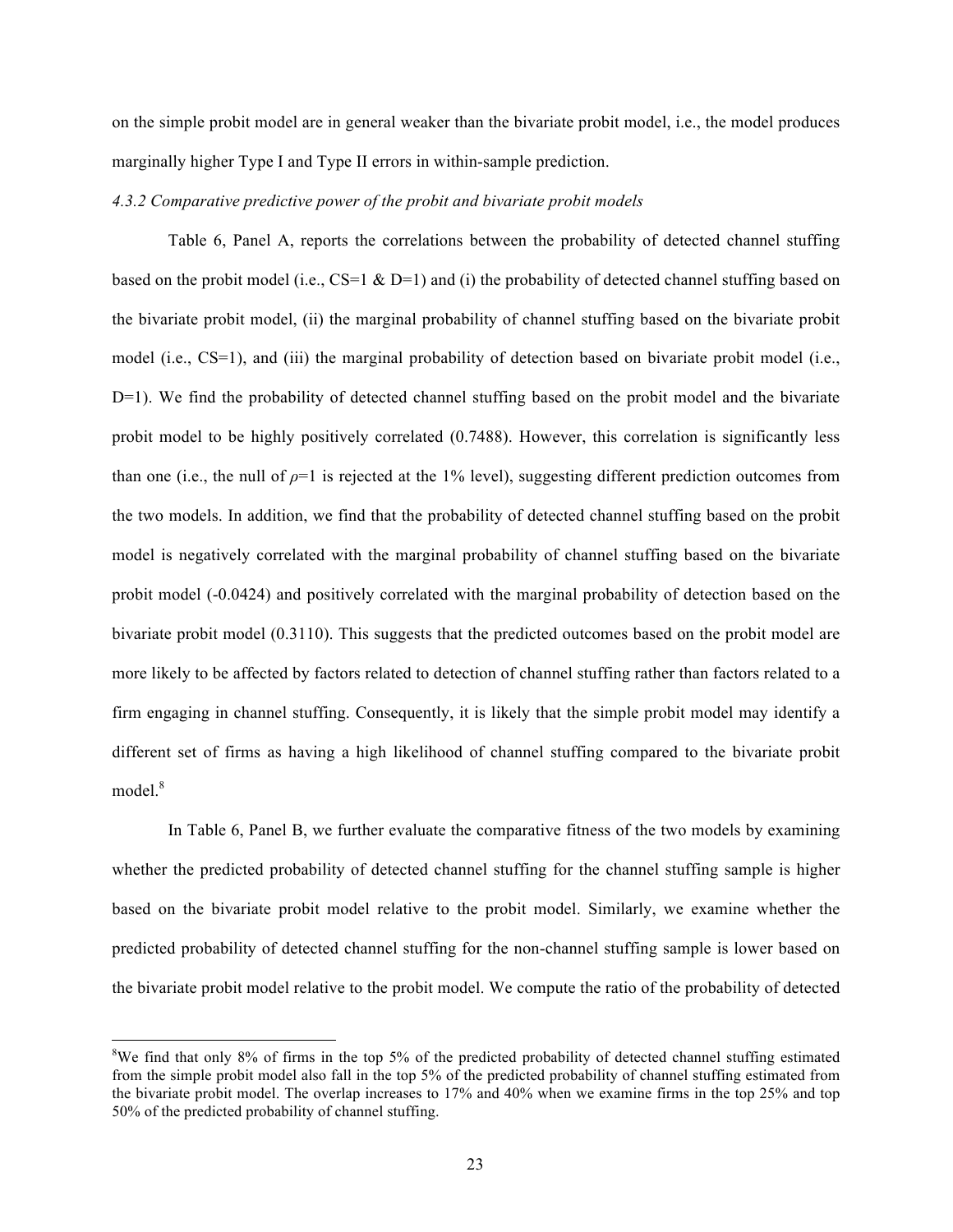on the simple probit model are in general weaker than the bivariate probit model, i.e., the model produces marginally higher Type I and Type II errors in within-sample prediction.

### *4.3.2 Comparative predictive power of the probit and bivariate probit models*

Table 6, Panel A, reports the correlations between the probability of detected channel stuffing based on the probit model (i.e., CS=1 & D=1) and (i) the probability of detected channel stuffing based on the bivariate probit model, (ii) the marginal probability of channel stuffing based on the bivariate probit model (i.e., CS=1), and (iii) the marginal probability of detection based on bivariate probit model (i.e., D=1). We find the probability of detected channel stuffing based on the probit model and the bivariate probit model to be highly positively correlated (0.7488). However, this correlation is significantly less than one (i.e., the null of $\rho$=1 is rejected at the 1% level), suggesting different prediction outcomes from the two models. In addition, we find that the probability of detected channel stuffing based on the probit model is negatively correlated with the marginal probability of channel stuffing based on the bivariate probit model (-0.0424) and positively correlated with the marginal probability of detection based on the bivariate probit model (0.3110). This suggests that the predicted outcomes based on the probit model are more likely to be affected by factors related to detection of channel stuffing rather than factors related to a firm engaging in channel stuffing. Consequently, it is likely that the simple probit model may identify a different set of firms as having a high likelihood of channel stuffing compared to the bivariate probit model.[8]

In Table 6, Panel B, we further evaluate the comparative fitness of the two models by examining whether the predicted probability of detected channel stuffing for the channel stuffing sample is higher based on the bivariate probit model relative to the probit model. Similarly, we examine whether the predicted probability of detected channel stuffing for the non-channel stuffing sample is lower based on the bivariate probit model relative to the probit model. We compute the ratio of the probability of detected

---

[8]We find that only 8% of firms in the top 5% of the predicted probability of detected channel stuffing estimated from the simple probit model also fall in the top 5% of the predicted probability of channel stuffing estimated from the bivariate probit model. The overlap increases to 17% and 40% when we examine firms in the top 25% and top 50% of the predicted probability of channel stuffing.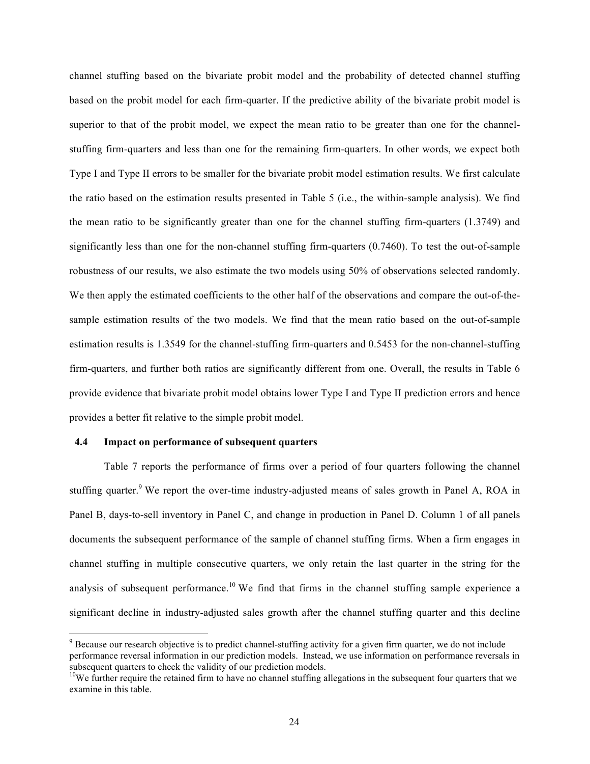channel stuffing based on the bivariate probit model and the probability of detected channel stuffing based on the probit model for each firm-quarter. If the predictive ability of the bivariate probit model is superior to that of the probit model, we expect the mean ratio to be greater than one for the channel-stuffing firm-quarters and less than one for the remaining firm-quarters. In other words, we expect both Type I and Type II errors to be smaller for the bivariate probit model estimation results. We first calculate the ratio based on the estimation results presented in Table 5 (i.e., the within-sample analysis). We find the mean ratio to be significantly greater than one for the channel stuffing firm-quarters (1.3749) and significantly less than one for the non-channel stuffing firm-quarters (0.7460). To test the out-of-sample robustness of our results, we also estimate the two models using 50% of observations selected randomly. We then apply the estimated coefficients to the other half of the observations and compare the out-of-the-sample estimation results of the two models. We find that the mean ratio based on the out-of-sample estimation results is 1.3549 for the channel-stuffing firm-quarters and 0.5453 for the non-channel-stuffing firm-quarters, and further both ratios are significantly different from one. Overall, the results in Table 6 provide evidence that bivariate probit model obtains lower Type I and Type II prediction errors and hence provides a better fit relative to the simple probit model.

### 4.4 Impact on performance of subsequent quarters

Table 7 reports the performance of firms over a period of four quarters following the channel stuffing quarter.[9] We report the over-time industry-adjusted means of sales growth in Panel A, ROA in Panel B, days-to-sell inventory in Panel C, and change in production in Panel D. Column 1 of all panels documents the subsequent performance of the sample of channel stuffing firms. When a firm engages in channel stuffing in multiple consecutive quarters, we only retain the last quarter in the string for the analysis of subsequent performance.[10] We find that firms in the channel stuffing sample experience a significant decline in industry-adjusted sales growth after the channel stuffing quarter and this decline

[9] Because our research objective is to predict channel-stuffing activity for a given firm quarter, we do not include performance reversal information in our prediction models. Instead, we use information on performance reversals in subsequent quarters to check the validity of our prediction models.

[10] We further require the retained firm to have no channel stuffing allegations in the subsequent four quarters that we examine in this table.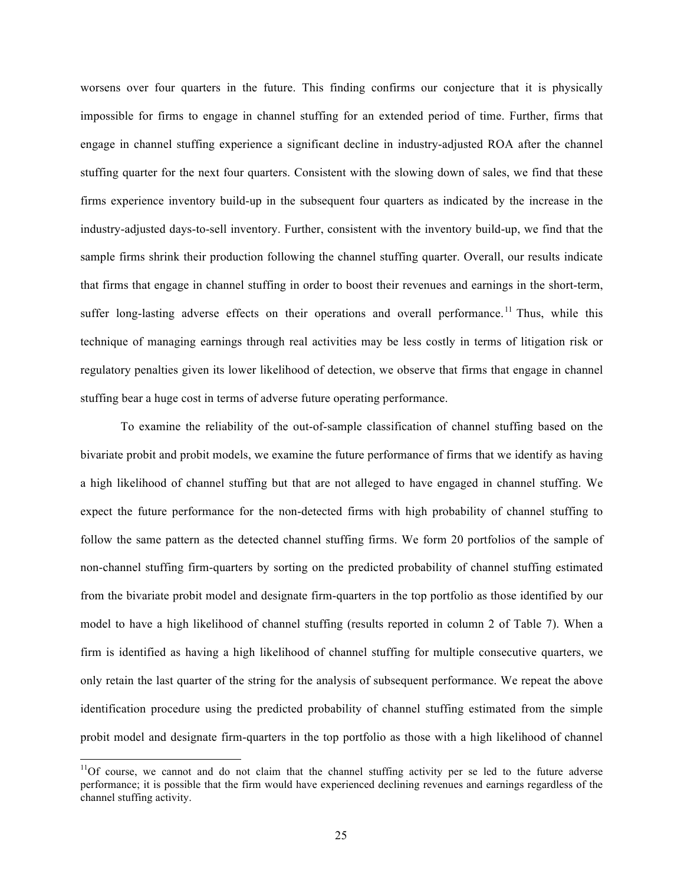worsens over four quarters in the future. This finding confirms our conjecture that it is physically impossible for firms to engage in channel stuffing for an extended period of time. Further, firms that engage in channel stuffing experience a significant decline in industry-adjusted ROA after the channel stuffing quarter for the next four quarters. Consistent with the slowing down of sales, we find that these firms experience inventory build-up in the subsequent four quarters as indicated by the increase in the industry-adjusted days-to-sell inventory. Further, consistent with the inventory build-up, we find that the sample firms shrink their production following the channel stuffing quarter. Overall, our results indicate that firms that engage in channel stuffing in order to boost their revenues and earnings in the short-term, suffer long-lasting adverse effects on their operations and overall performance.[11] Thus, while this technique of managing earnings through real activities may be less costly in terms of litigation risk or regulatory penalties given its lower likelihood of detection, we observe that firms that engage in channel stuffing bear a huge cost in terms of adverse future operating performance.

To examine the reliability of the out-of-sample classification of channel stuffing based on the bivariate probit and probit models, we examine the future performance of firms that we identify as having a high likelihood of channel stuffing but that are not alleged to have engaged in channel stuffing. We expect the future performance for the non-detected firms with high probability of channel stuffing to follow the same pattern as the detected channel stuffing firms. We form 20 portfolios of the sample of non-channel stuffing firm-quarters by sorting on the predicted probability of channel stuffing estimated from the bivariate probit model and designate firm-quarters in the top portfolio as those identified by our model to have a high likelihood of channel stuffing (results reported in column 2 of Table 7). When a firm is identified as having a high likelihood of channel stuffing for multiple consecutive quarters, we only retain the last quarter of the string for the analysis of subsequent performance. We repeat the above identification procedure using the predicted probability of channel stuffing estimated from the simple probit model and designate firm-quarters in the top portfolio as those with a high likelihood of channel

[11] Of course, we cannot and do not claim that the channel stuffing activity per se led to the future adverse performance; it is possible that the firm would have experienced declining revenues and earnings regardless of the channel stuffing activity.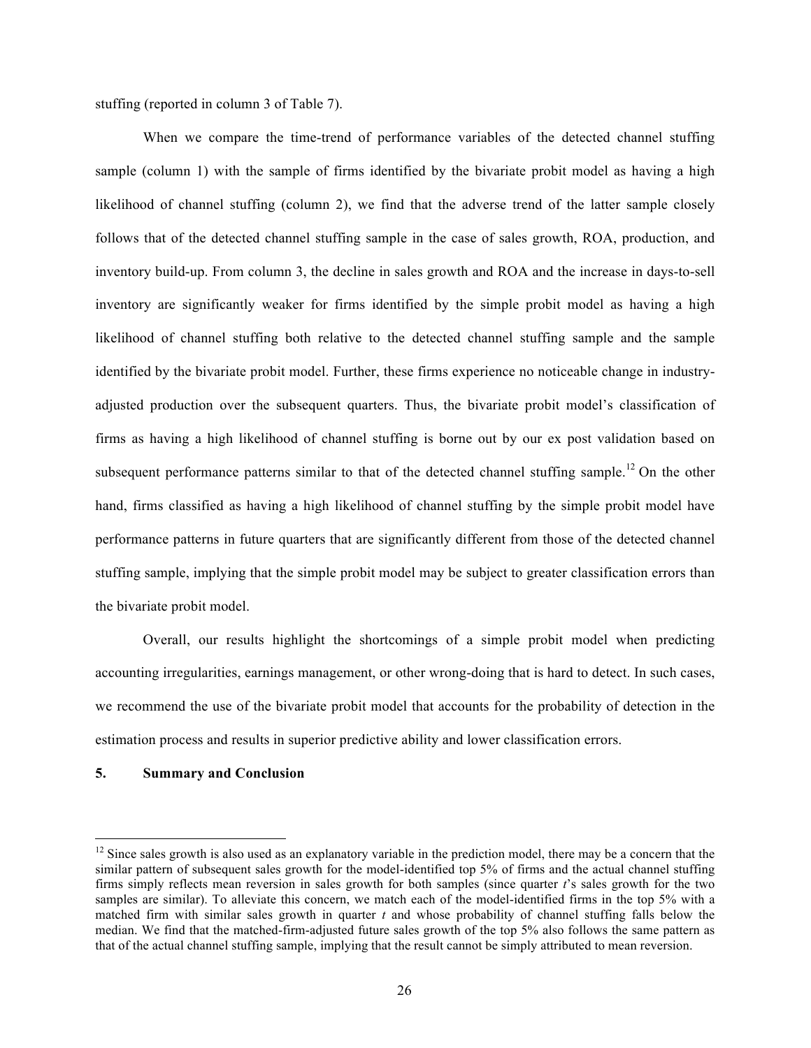stuffing (reported in column 3 of Table 7).

When we compare the time-trend of performance variables of the detected channel stuffing sample (column 1) with the sample of firms identified by the bivariate probit model as having a high likelihood of channel stuffing (column 2), we find that the adverse trend of the latter sample closely follows that of the detected channel stuffing sample in the case of sales growth, ROA, production, and inventory build-up. From column 3, the decline in sales growth and ROA and the increase in days-to-sell inventory are significantly weaker for firms identified by the simple probit model as having a high likelihood of channel stuffing both relative to the detected channel stuffing sample and the sample identified by the bivariate probit model. Further, these firms experience no noticeable change in industry-adjusted production over the subsequent quarters. Thus, the bivariate probit model's classification of firms as having a high likelihood of channel stuffing is borne out by our ex post validation based on subsequent performance patterns similar to that of the detected channel stuffing sample.[12] On the other hand, firms classified as having a high likelihood of channel stuffing by the simple probit model have performance patterns in future quarters that are significantly different from those of the detected channel stuffing sample, implying that the simple probit model may be subject to greater classification errors than the bivariate probit model.

Overall, our results highlight the shortcomings of a simple probit model when predicting accounting irregularities, earnings management, or other wrong-doing that is hard to detect. In such cases, we recommend the use of the bivariate probit model that accounts for the probability of detection in the estimation process and results in superior predictive ability and lower classification errors.

## 5. Summary and Conclusion

[12] Since sales growth is also used as an explanatory variable in the prediction model, there may be a concern that the similar pattern of subsequent sales growth for the model-identified top 5% of firms and the actual channel stuffing firms simply reflects mean reversion in sales growth for both samples (since quarter *t*'s sales growth for the two samples are similar). To alleviate this concern, we match each of the model-identified firms in the top 5% with a matched firm with similar sales growth in quarter *t* and whose probability of channel stuffing falls below the median. We find that the matched-firm-adjusted future sales growth of the top 5% also follows the same pattern as that of the actual channel stuffing sample, implying that the result cannot be simply attributed to mean reversion.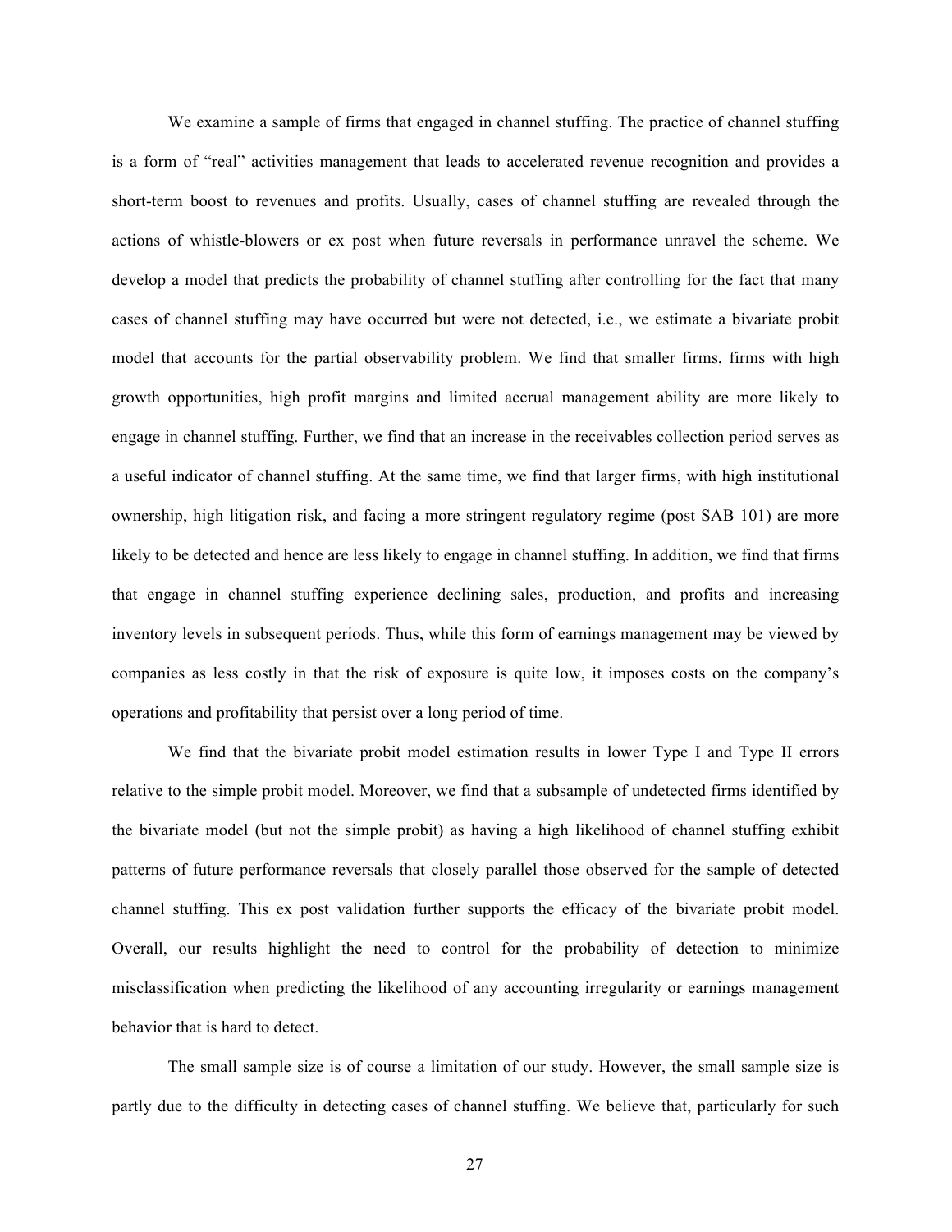We examine a sample of firms that engaged in channel stuffing. The practice of channel stuffing is a form of "real" activities management that leads to accelerated revenue recognition and provides a short-term boost to revenues and profits. Usually, cases of channel stuffing are revealed through the actions of whistle-blowers or ex post when future reversals in performance unravel the scheme. We develop a model that predicts the probability of channel stuffing after controlling for the fact that many cases of channel stuffing may have occurred but were not detected, i.e., we estimate a bivariate probit model that accounts for the partial observability problem. We find that smaller firms, firms with high growth opportunities, high profit margins and limited accrual management ability are more likely to engage in channel stuffing. Further, we find that an increase in the receivables collection period serves as a useful indicator of channel stuffing. At the same time, we find that larger firms, with high institutional ownership, high litigation risk, and facing a more stringent regulatory regime (post SAB 101) are more likely to be detected and hence are less likely to engage in channel stuffing. In addition, we find that firms that engage in channel stuffing experience declining sales, production, and profits and increasing inventory levels in subsequent periods. Thus, while this form of earnings management may be viewed by companies as less costly in that the risk of exposure is quite low, it imposes costs on the company's operations and profitability that persist over a long period of time.

We find that the bivariate probit model estimation results in lower Type I and Type II errors relative to the simple probit model. Moreover, we find that a subsample of undetected firms identified by the bivariate model (but not the simple probit) as having a high likelihood of channel stuffing exhibit patterns of future performance reversals that closely parallel those observed for the sample of detected channel stuffing. This ex post validation further supports the efficacy of the bivariate probit model. Overall, our results highlight the need to control for the probability of detection to minimize misclassification when predicting the likelihood of any accounting irregularity or earnings management behavior that is hard to detect.

The small sample size is of course a limitation of our study. However, the small sample size is partly due to the difficulty in detecting cases of channel stuffing. We believe that, particularly for such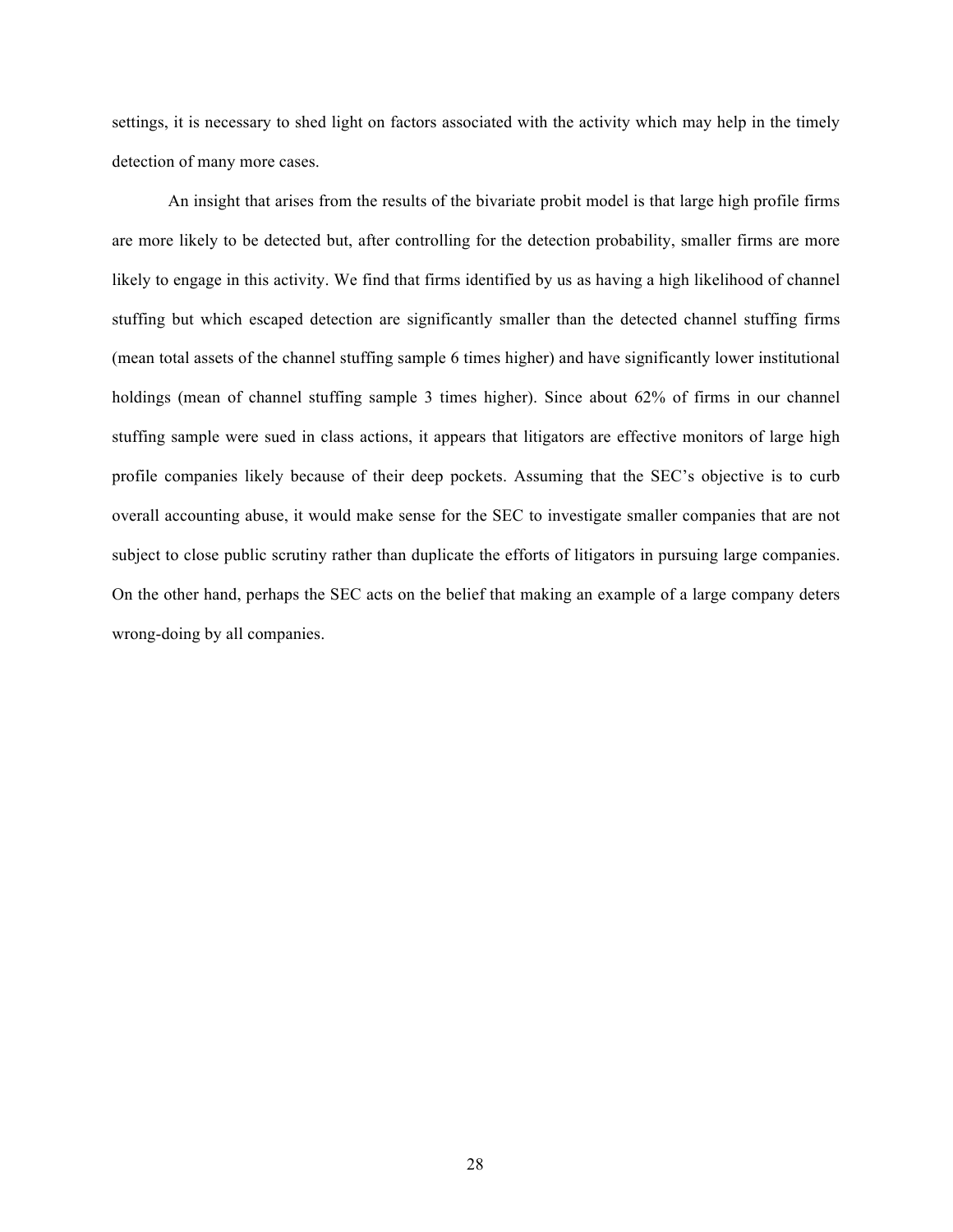settings, it is necessary to shed light on factors associated with the activity which may help in the timely detection of many more cases.

An insight that arises from the results of the bivariate probit model is that large high profile firms are more likely to be detected but, after controlling for the detection probability, smaller firms are more likely to engage in this activity. We find that firms identified by us as having a high likelihood of channel stuffing but which escaped detection are significantly smaller than the detected channel stuffing firms (mean total assets of the channel stuffing sample 6 times higher) and have significantly lower institutional holdings (mean of channel stuffing sample 3 times higher). Since about 62% of firms in our channel stuffing sample were sued in class actions, it appears that litigators are effective monitors of large high profile companies likely because of their deep pockets. Assuming that the SEC's objective is to curb overall accounting abuse, it would make sense for the SEC to investigate smaller companies that are not subject to close public scrutiny rather than duplicate the efforts of litigators in pursuing large companies. On the other hand, perhaps the SEC acts on the belief that making an example of a large company deters wrong-doing by all companies.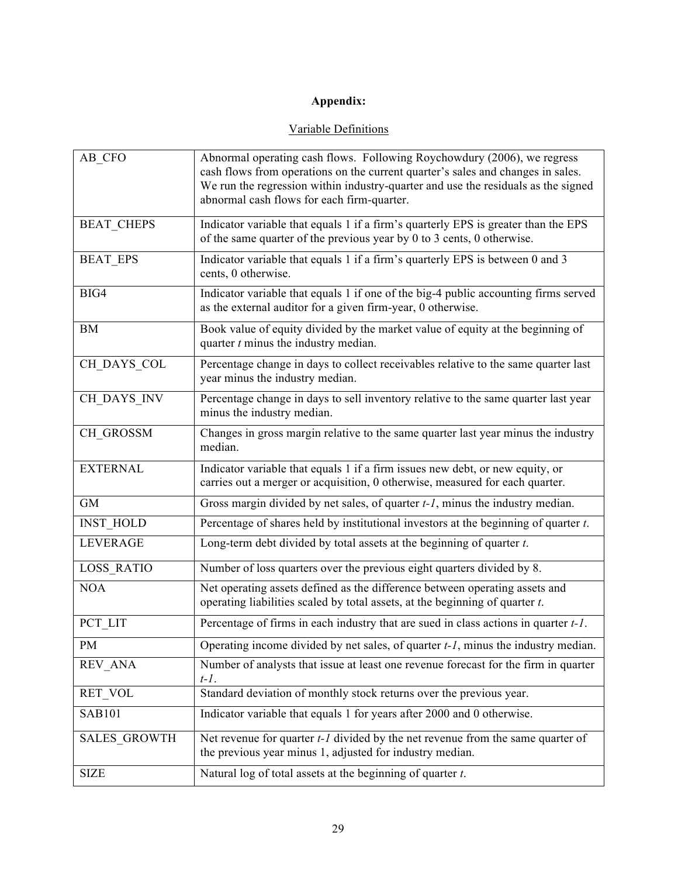**Appendix:**

Variable Definitions

| | |
|---|---|
| AB_CFO | Abnormal operating cash flows. Following Roychowdury (2006), we regress cash flows from operations on the current quarter's sales and changes in sales. We run the regression within industry-quarter and use the residuals as the signed abnormal cash flows for each firm-quarter. |
| BEAT_CHEPS | Indicator variable that equals 1 if a firm's quarterly EPS is greater than the EPS of the same quarter of the previous year by 0 to 3 cents, 0 otherwise. |
| BEAT_EPS | Indicator variable that equals 1 if a firm's quarterly EPS is between 0 and 3 cents, 0 otherwise. |
| BIG4 | Indicator variable that equals 1 if one of the big-4 public accounting firms served as the external auditor for a given firm-year, 0 otherwise. |
| BM | Book value of equity divided by the market value of equity at the beginning of quarter *t* minus the industry median. |
| CH_DAYS_COL | Percentage change in days to collect receivables relative to the same quarter last year minus the industry median. |
| CH_DAYS_INV | Percentage change in days to sell inventory relative to the same quarter last year minus the industry median. |
| CH_GROSSM | Changes in gross margin relative to the same quarter last year minus the industry median. |
| EXTERNAL | Indicator variable that equals 1 if a firm issues new debt, or new equity, or carries out a merger or acquisition, 0 otherwise, measured for each quarter. |
| GM | Gross margin divided by net sales, of quarter *t-1*, minus the industry median. |
| INST_HOLD | Percentage of shares held by institutional investors at the beginning of quarter *t*. |
| LEVERAGE | Long-term debt divided by total assets at the beginning of quarter *t*. |
| LOSS_RATIO | Number of loss quarters over the previous eight quarters divided by 8. |
| NOA | Net operating assets defined as the difference between operating assets and operating liabilities scaled by total assets, at the beginning of quarter *t*. |
| PCT_LIT | Percentage of firms in each industry that are sued in class actions in quarter *t-1*. |
| PM | Operating income divided by net sales, of quarter *t-1*, minus the industry median. |
| REV_ANA | Number of analysts that issue at least one revenue forecast for the firm in quarter *t-1*. |
| RET_VOL | Standard deviation of monthly stock returns over the previous year. |
| SAB101 | Indicator variable that equals 1 for years after 2000 and 0 otherwise. |
| SALES_GROWTH | Net revenue for quarter *t-1* divided by the net revenue from the same quarter of the previous year minus 1, adjusted for industry median. |
| SIZE | Natural log of total assets at the beginning of quarter *t*. |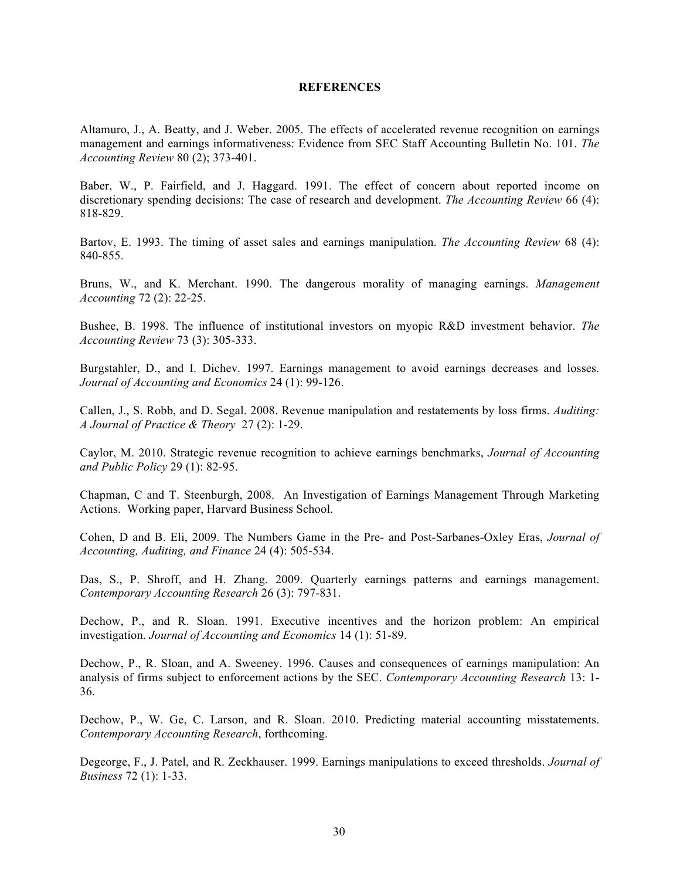## REFERENCES

Altamuro, J., A. Beatty, and J. Weber. 2005. The effects of accelerated revenue recognition on earnings management and earnings informativeness: Evidence from SEC Staff Accounting Bulletin No. 101. *The Accounting Review* 80 (2); 373-401.

Baber, W., P. Fairfield, and J. Haggard. 1991. The effect of concern about reported income on discretionary spending decisions: The case of research and development. *The Accounting Review* 66 (4): 818-829.

Bartov, E. 1993. The timing of asset sales and earnings manipulation. *The Accounting Review* 68 (4): 840-855.

Bruns, W., and K. Merchant. 1990. The dangerous morality of managing earnings. *Management Accounting* 72 (2): 22-25.

Bushee, B. 1998. The influence of institutional investors on myopic R&D investment behavior. *The Accounting Review* 73 (3): 305-333.

Burgstahler, D., and I. Dichev. 1997. Earnings management to avoid earnings decreases and losses. *Journal of Accounting and Economics* 24 (1): 99-126.

Callen, J., S. Robb, and D. Segal. 2008. Revenue manipulation and restatements by loss firms. *Auditing: A Journal of Practice & Theory* 27 (2): 1-29.

Caylor, M. 2010. Strategic revenue recognition to achieve earnings benchmarks, *Journal of Accounting and Public Policy* 29 (1): 82-95.

Chapman, C and T. Steenburgh, 2008. An Investigation of Earnings Management Through Marketing Actions. Working paper, Harvard Business School.

Cohen, D and B. Eli, 2009. The Numbers Game in the Pre- and Post-Sarbanes-Oxley Eras, *Journal of Accounting, Auditing, and Finance* 24 (4): 505-534.

Das, S., P. Shroff, and H. Zhang. 2009. Quarterly earnings patterns and earnings management. *Contemporary Accounting Research* 26 (3): 797-831.

Dechow, P., and R. Sloan. 1991. Executive incentives and the horizon problem: An empirical investigation. *Journal of Accounting and Economics* 14 (1): 51-89.

Dechow, P., R. Sloan, and A. Sweeney. 1996. Causes and consequences of earnings manipulation: An analysis of firms subject to enforcement actions by the SEC. *Contemporary Accounting Research* 13: 1-36.

Dechow, P., W. Ge, C. Larson, and R. Sloan. 2010. Predicting material accounting misstatements. *Contemporary Accounting Research*, forthcoming.

Degeorge, F., J. Patel, and R. Zeckhauser. 1999. Earnings manipulations to exceed thresholds. *Journal of Business* 72 (1): 1-33.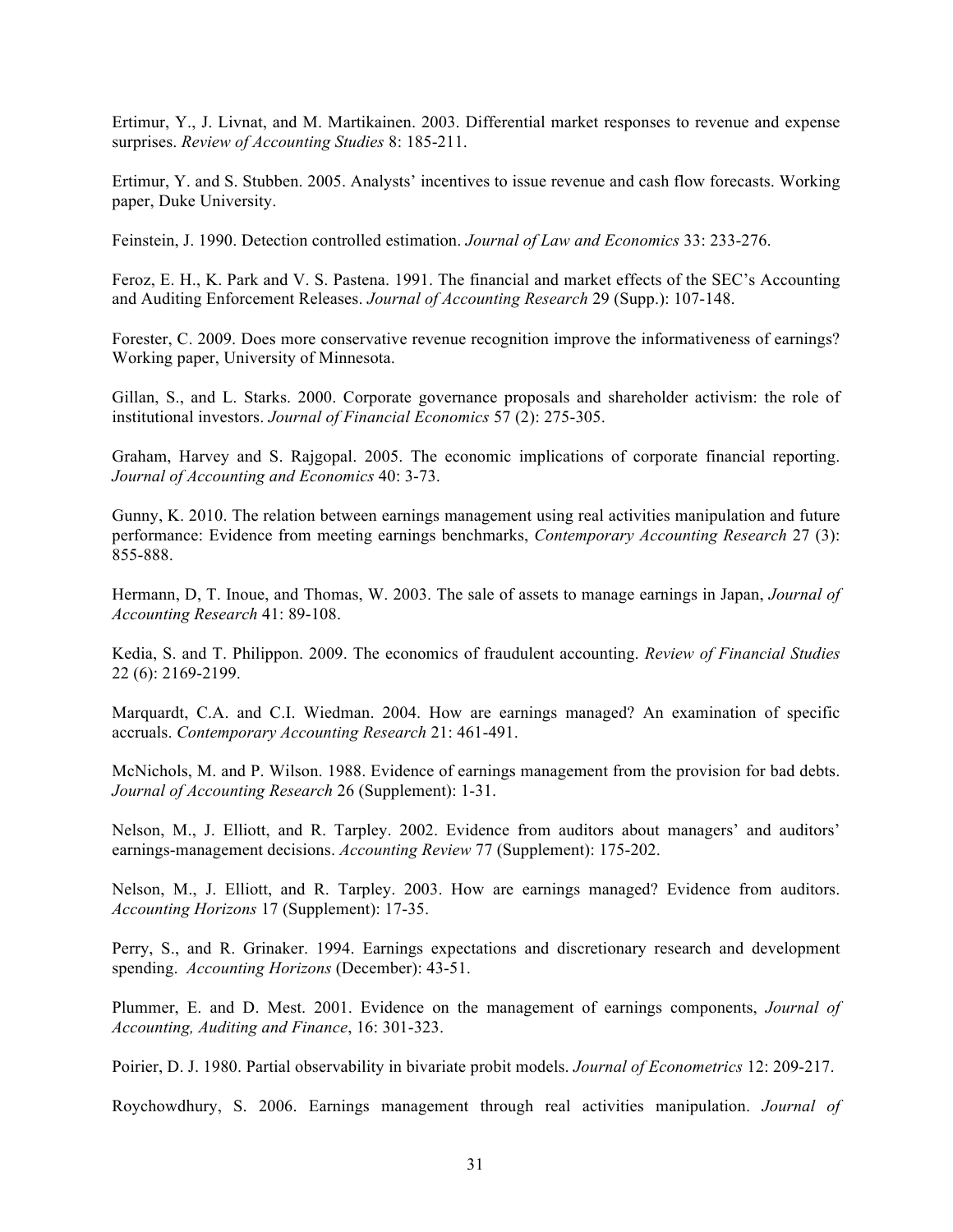Ertimur, Y., J. Livnat, and M. Martikainen. 2003. Differential market responses to revenue and expense surprises. *Review of Accounting Studies* 8: 185-211.

Ertimur, Y. and S. Stubben. 2005. Analysts' incentives to issue revenue and cash flow forecasts. Working paper, Duke University.

Feinstein, J. 1990. Detection controlled estimation. *Journal of Law and Economics* 33: 233-276.

Feroz, E. H., K. Park and V. S. Pastena. 1991. The financial and market effects of the SEC's Accounting and Auditing Enforcement Releases. *Journal of Accounting Research* 29 (Supp.): 107-148.

Forester, C. 2009. Does more conservative revenue recognition improve the informativeness of earnings? Working paper, University of Minnesota.

Gillan, S., and L. Starks. 2000. Corporate governance proposals and shareholder activism: the role of institutional investors. *Journal of Financial Economics* 57 (2): 275-305.

Graham, Harvey and S. Rajgopal. 2005. The economic implications of corporate financial reporting. *Journal of Accounting and Economics* 40: 3-73.

Gunny, K. 2010. The relation between earnings management using real activities manipulation and future performance: Evidence from meeting earnings benchmarks, *Contemporary Accounting Research* 27 (3): 855-888.

Hermann, D, T. Inoue, and Thomas, W. 2003. The sale of assets to manage earnings in Japan, *Journal of Accounting Research* 41: 89-108.

Kedia, S. and T. Philippon. 2009. The economics of fraudulent accounting. *Review of Financial Studies* 22 (6): 2169-2199.

Marquardt, C.A. and C.I. Wiedman. 2004. How are earnings managed? An examination of specific accruals. *Contemporary Accounting Research* 21: 461-491.

McNichols, M. and P. Wilson. 1988. Evidence of earnings management from the provision for bad debts. *Journal of Accounting Research* 26 (Supplement): 1-31.

Nelson, M., J. Elliott, and R. Tarpley. 2002. Evidence from auditors about managers' and auditors' earnings-management decisions. *Accounting Review* 77 (Supplement): 175-202.

Nelson, M., J. Elliott, and R. Tarpley. 2003. How are earnings managed? Evidence from auditors. *Accounting Horizons* 17 (Supplement): 17-35.

Perry, S., and R. Grinaker. 1994. Earnings expectations and discretionary research and development spending. *Accounting Horizons* (December): 43-51.

Plummer, E. and D. Mest. 2001. Evidence on the management of earnings components, *Journal of Accounting, Auditing and Finance*, 16: 301-323.

Poirier, D. J. 1980. Partial observability in bivariate probit models. *Journal of Econometrics* 12: 209-217.

Roychowdhury, S. 2006. Earnings management through real activities manipulation. *Journal of*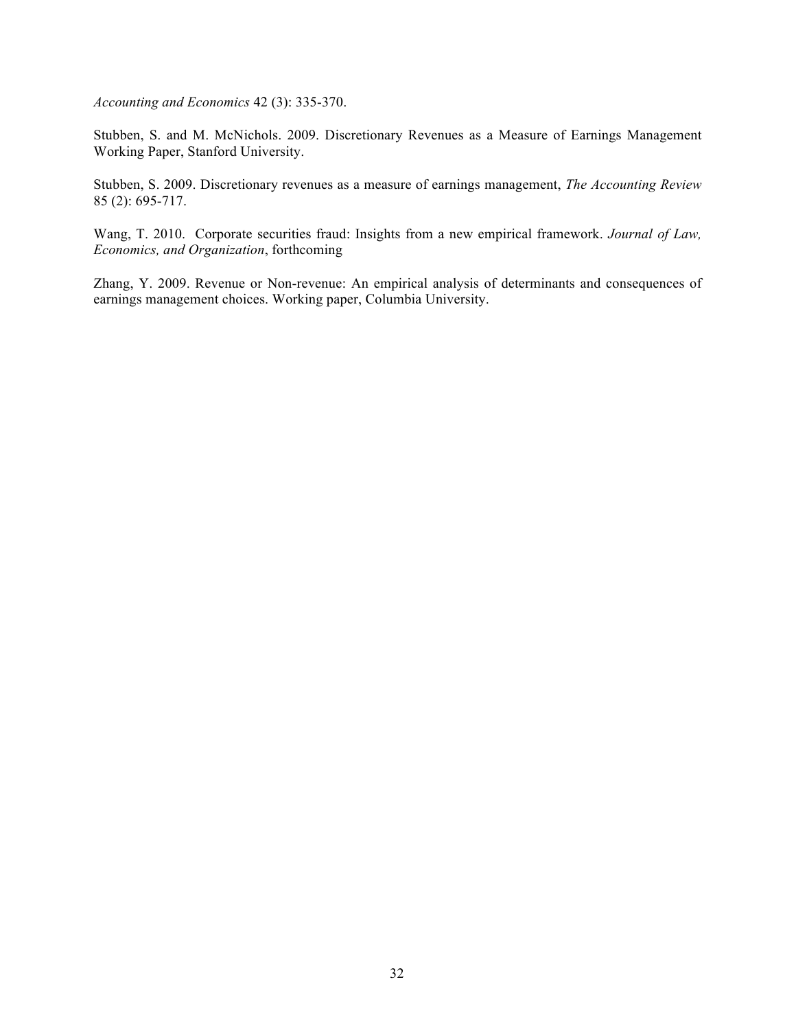*Accounting and Economics* 42 (3): 335-370.

Stubben, S. and M. McNichols. 2009. Discretionary Revenues as a Measure of Earnings Management Working Paper, Stanford University.

Stubben, S. 2009. Discretionary revenues as a measure of earnings management, *The Accounting Review* 85 (2): 695-717.

Wang, T. 2010. Corporate securities fraud: Insights from a new empirical framework. *Journal of Law, Economics, and Organization*, forthcoming

Zhang, Y. 2009. Revenue or Non-revenue: An empirical analysis of determinants and consequences of earnings management choices. Working paper, Columbia University.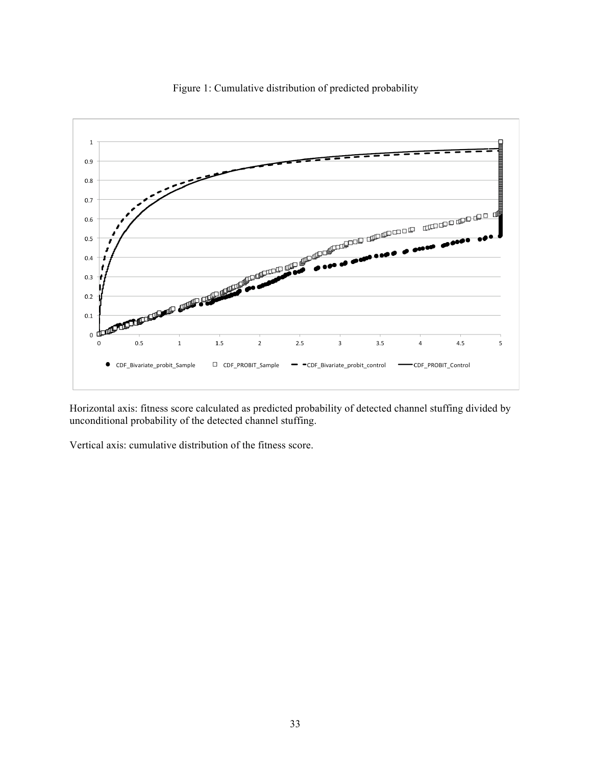Figure 1: Cumulative distribution of predicted probability

Horizontal axis: fitness score calculated as predicted probability of detected channel stuffing divided by unconditional probability of the detected channel stuffing.

Vertical axis: cumulative distribution of the fitness score.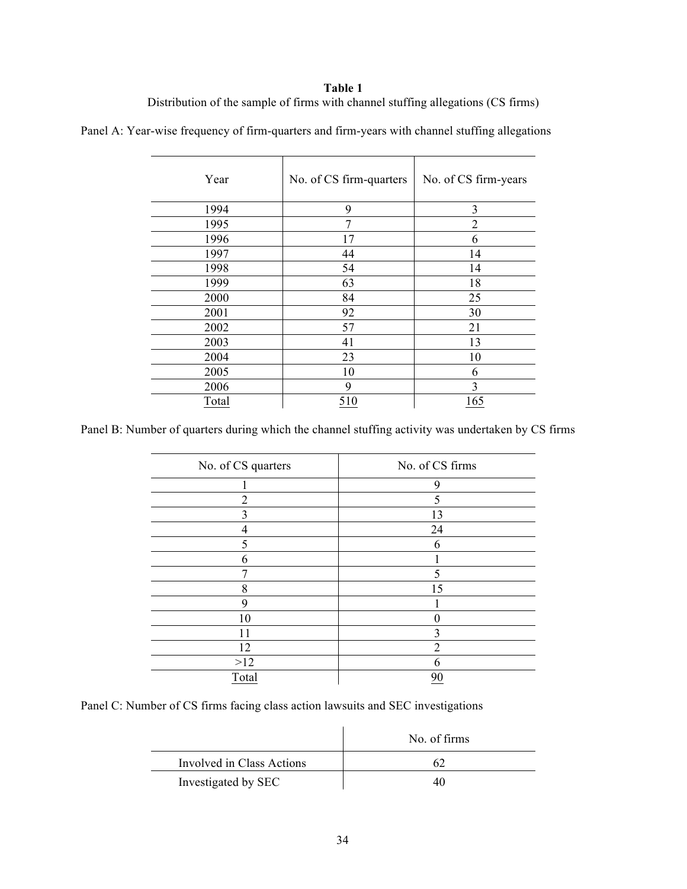**Table 1**

Distribution of the sample of firms with channel stuffing allegations (CS firms)

Panel A: Year-wise frequency of firm-quarters and firm-years with channel stuffing allegations

| Year | No. of CS firm-quarters | No. of CS firm-years |
|---|---|---|
| 1994 | 9 | 3 |
| 1995 | 7 | 2 |
| 1996 | 17 | 6 |
| 1997 | 44 | 14 |
| 1998 | 54 | 14 |
| 1999 | 63 | 18 |
| 2000 | 84 | 25 |
| 2001 | 92 | 30 |
| 2002 | 57 | 21 |
| 2003 | 41 | 13 |
| 2004 | 23 | 10 |
| 2005 | 10 | 6 |
| 2006 | 9 | 3 |
| Total | 510 | 165 |

Panel B: Number of quarters during which the channel stuffing activity was undertaken by CS firms

| No. of CS quarters | No. of CS firms |
|---|---|
| 1 | 9 |
| 2 | 5 |
| 3 | 13 |
| 4 | 24 |
| 5 | 6 |
| 6 | 1 |
| 7 | 5 |
| 8 | 15 |
| 9 | 1 |
| 10 | 0 |
| 11 | 3 |
| 12 | 2 |
| >12 | 6 |
| Total | 90 |

Panel C: Number of CS firms facing class action lawsuits and SEC investigations

| | No. of firms |
|---|---|
| Involved in Class Actions | 62 |
| Investigated by SEC | 40 |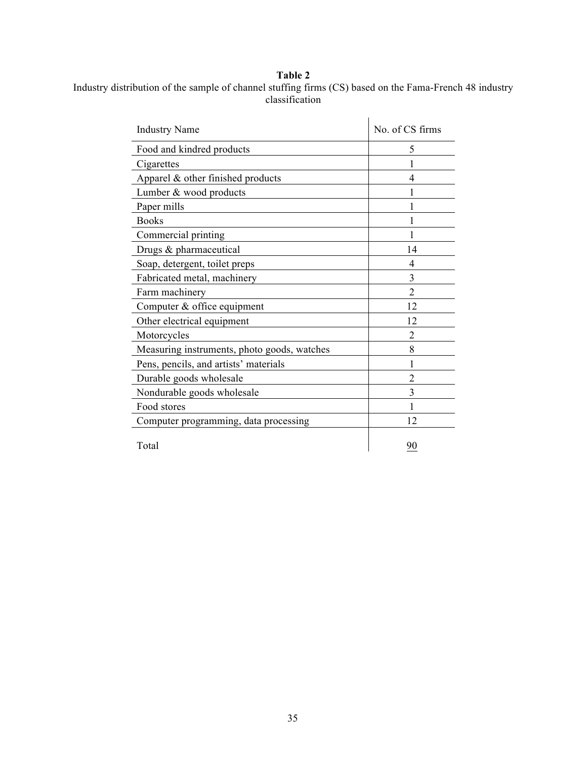**Table 2**

Industry distribution of the sample of channel stuffing firms (CS) based on the Fama-French 48 industry classification

| Industry Name | No. of CS firms |
|---|---|
| Food and kindred products | 5 |
| Cigarettes | 1 |
| Apparel & other finished products | 4 |
| Lumber & wood products | 1 |
| Paper mills | 1 |
| Books | 1 |
| Commercial printing | 1 |
| Drugs & pharmaceutical | 14 |
| Soap, detergent, toilet preps | 4 |
| Fabricated metal, machinery | 3 |
| Farm machinery | 2 |
| Computer & office equipment | 12 |
| Other electrical equipment | 12 |
| Motorcycles | 2 |
| Measuring instruments, photo goods, watches | 8 |
| Pens, pencils, and artists' materials | 1 |
| Durable goods wholesale | 2 |
| Nondurable goods wholesale | 3 |
| Food stores | 1 |
| Computer programming, data processing | 12 |
| Total | 90 |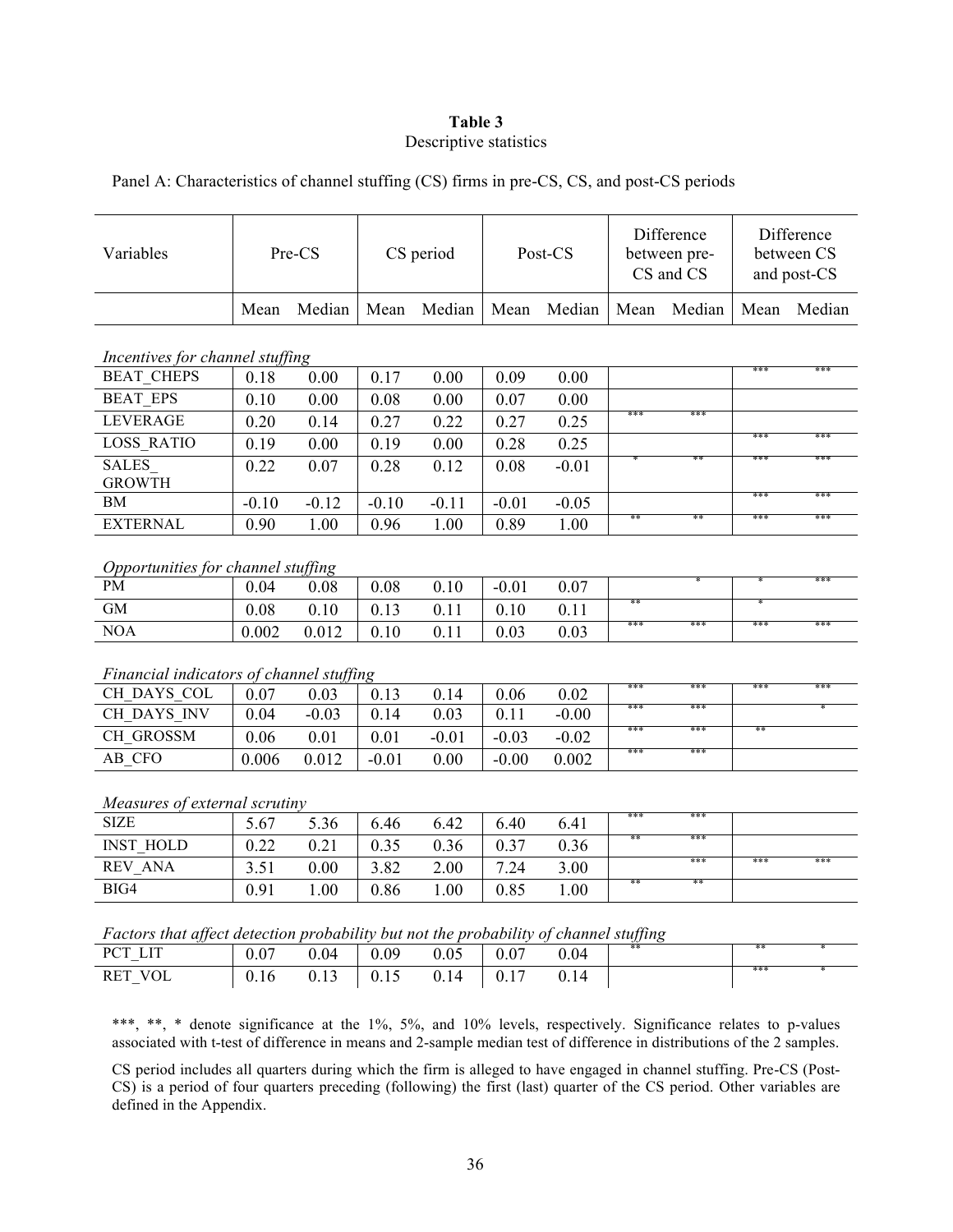**Table 3**
Descriptive statistics

Panel A: Characteristics of channel stuffing (CS) firms in pre-CS, CS, and post-CS periods

| Variables | Pre-CS | | CS period | | Post-CS | | Difference between pre-CS and CS | | Difference between CS and post-CS | |
|---|---|---|---|---|---|---|---|---|---|---|
| | Mean | Median | Mean | Median | Mean | Median | Mean | Median | Mean | Median |
| *Incentives for channel stuffing* | | | | | | | | | | |
| BEAT_CHEPS | 0.18 | 0.00 | 0.17 | 0.00 | 0.09 | 0.00 | | | *** | *** |
| BEAT_EPS | 0.10 | 0.00 | 0.08 | 0.00 | 0.07 | 0.00 | | | | |
| LEVERAGE | 0.20 | 0.14 | 0.27 | 0.22 | 0.27 | 0.25 | *** | *** | | |
| LOSS_RATIO | 0.19 | 0.00 | 0.19 | 0.00 | 0.28 | 0.25 | | | *** | *** |
| SALES_GROWTH | 0.22 | 0.07 | 0.28 | 0.12 | 0.08 | -0.01 | * | ** | *** | *** |
| BM | -0.10 | -0.12 | -0.10 | -0.11 | -0.01 | -0.05 | | | *** | *** |
| EXTERNAL | 0.90 | 1.00 | 0.96 | 1.00 | 0.89 | 1.00 | ** | ** | *** | *** |
| *Opportunities for channel stuffing* | | | | | | | | | | |
| PM | 0.04 | 0.08 | 0.08 | 0.10 | -0.01 | 0.07 | | * | * | *** |
| GM | 0.08 | 0.10 | 0.13 | 0.11 | 0.10 | 0.11 | ** | | * | |
| NOA | 0.002 | 0.012 | 0.10 | 0.11 | 0.03 | 0.03 | *** | *** | *** | *** |
| *Financial indicators of channel stuffing* | | | | | | | | | | |
| CH_DAYS_COL | 0.07 | 0.03 | 0.13 | 0.14 | 0.06 | 0.02 | *** | *** | *** | *** |
| CH_DAYS_INV | 0.04 | -0.03 | 0.14 | 0.03 | 0.11 | -0.00 | *** | *** | | * |
| CH_GROSSM | 0.06 | 0.01 | 0.01 | -0.01 | -0.03 | -0.02 | *** | *** | ** | |
| AB_CFO | 0.006 | 0.012 | -0.01 | 0.00 | -0.00 | 0.002 | *** | *** | | |
| *Measures of external scrutiny* | | | | | | | | | | |
| SIZE | 5.67 | 5.36 | 6.46 | 6.42 | 6.40 | 6.41 | *** | *** | | |
| INST_HOLD | 0.22 | 0.21 | 0.35 | 0.36 | 0.37 | 0.36 | ** | *** | | |
| REV_ANA | 3.51 | 0.00 | 3.82 | 2.00 | 7.24 | 3.00 | | *** | *** | *** |
| BIG4 | 0.91 | 1.00 | 0.86 | 1.00 | 0.85 | 1.00 | ** | ** | | |
| *Factors that affect detection probability but not the probability of channel stuffing* | | | | | | | | | | |
| PCT_LIT | 0.07 | 0.04 | 0.09 | 0.05 | 0.07 | 0.04 | ** | | ** | * |
| RET_VOL | 0.16 | 0.13 | 0.15 | 0.14 | 0.17 | 0.14 | | | *** | * |

***, **, * denote significance at the 1%, 5%, and 10% levels, respectively. Significance relates to p-values associated with t-test of difference in means and 2-sample median test of difference in distributions of the 2 samples.

CS period includes all quarters during which the firm is alleged to have engaged in channel stuffing. Pre-CS (Post-CS) is a period of four quarters preceding (following) the first (last) quarter of the CS period. Other variables are defined in the Appendix.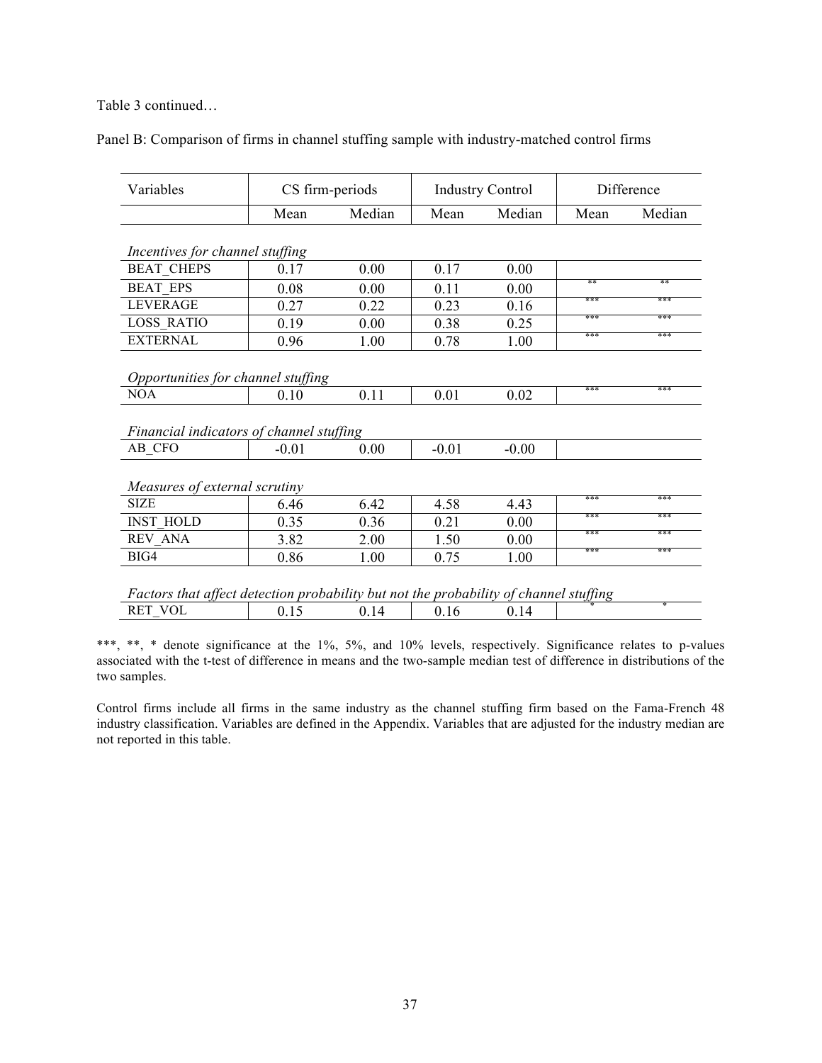Table 3 continued…

Panel B: Comparison of firms in channel stuffing sample with industry-matched control firms

| Variables | CS firm-periods | | Industry Control | | Difference | |
|---|---|---|---|---|---|---|
| | Mean | Median | Mean | Median | Mean | Median |
| *Incentives for channel stuffing* | | | | | | |
| BEAT_CHEPS | 0.17 | 0.00 | 0.17 | 0.00 | | |
| BEAT_EPS | 0.08 | 0.00 | 0.11 | 0.00 | ** | ** |
| LEVERAGE | 0.27 | 0.22 | 0.23 | 0.16 | *** | *** |
| LOSS_RATIO | 0.19 | 0.00 | 0.38 | 0.25 | *** | *** |
| EXTERNAL | 0.96 | 1.00 | 0.78 | 1.00 | *** | *** |
| *Opportunities for channel stuffing* | | | | | | |
| NOA | 0.10 | 0.11 | 0.01 | 0.02 | *** | *** |
| *Financial indicators of channel stuffing* | | | | | | |
| AB_CFO | -0.01 | 0.00 | -0.01 | -0.00 | | |
| *Measures of external scrutiny* | | | | | | |
| SIZE | 6.46 | 6.42 | 4.58 | 4.43 | *** | *** |
| INST_HOLD | 0.35 | 0.36 | 0.21 | 0.00 | *** | *** |
| REV_ANA | 3.82 | 2.00 | 1.50 | 0.00 | *** | *** |
| BIG4 | 0.86 | 1.00 | 0.75 | 1.00 | *** | *** |
| *Factors that affect detection probability but not the probability of channel stuffing* | | | | | | |
| RET_VOL | 0.15 | 0.14 | 0.16 | 0.14 | * | * |

***, **, * denote significance at the 1%, 5%, and 10% levels, respectively. Significance relates to p-values associated with the t-test of difference in means and the two-sample median test of difference in distributions of the two samples.

Control firms include all firms in the same industry as the channel stuffing firm based on the Fama-French 48 industry classification. Variables are defined in the Appendix. Variables that are adjusted for the industry median are not reported in this table.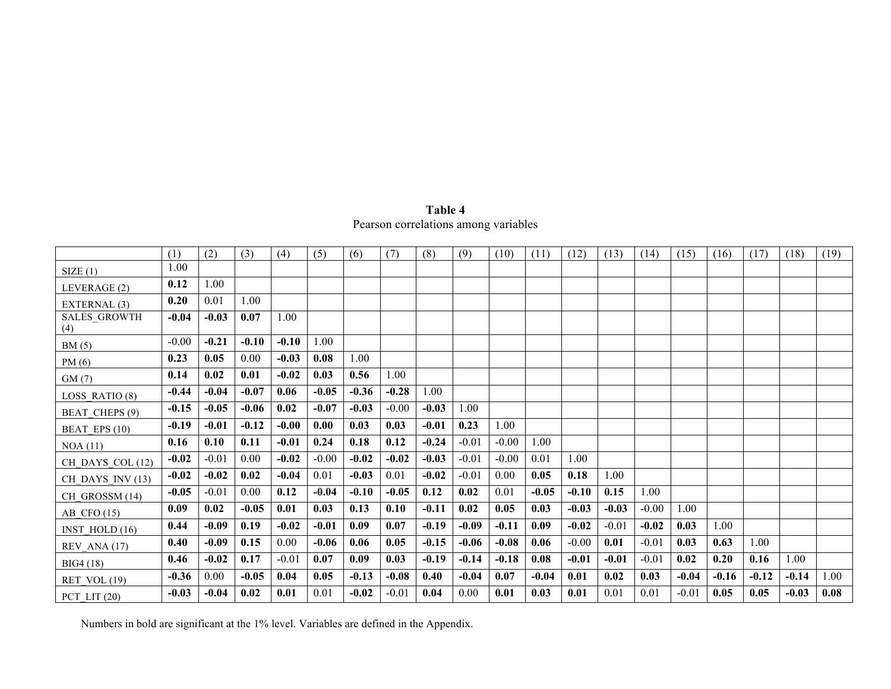**Table 4**
Pearson correlations among variables

| | (1) | (2) | (3) | (4) | (5) | (6) | (7) | (8) | (9) | (10) | (11) | (12) | (13) | (14) | (15) | (16) | (17) | (18) | (19) |
|---|---|---|---|---|---|---|---|---|---|---|---|---|---|---|---|---|---|---|---|
| SIZE (1) | 1.00 | | | | | | | | | | | | | | | | | | |
| LEVERAGE (2) | **0.12** | 1.00 | | | | | | | | | | | | | | | | | |
| EXTERNAL (3) | **0.20** | 0.01 | 1.00 | | | | | | | | | | | | | | | | |
| SALES_GROWTH (4) | **-0.04** | **-0.03** | **0.07** | 1.00 | | | | | | | | | | | | | | | |
| BM (5) | -0.00 | **-0.21** | **-0.10** | **-0.10** | 1.00 | | | | | | | | | | | | | | |
| PM (6) | **0.23** | **0.05** | 0.00 | **-0.03** | **0.08** | 1.00 | | | | | | | | | | | | | |
| GM (7) | **0.14** | **0.02** | **0.01** | **-0.02** | **0.03** | **0.56** | 1.00 | | | | | | | | | | | | |
| LOSS_RATIO (8) | **-0.44** | **-0.04** | **-0.07** | **0.06** | **-0.05** | **-0.36** | **-0.28** | 1.00 | | | | | | | | | | | |
| BEAT_CHEPS (9) | **-0.15** | **-0.05** | **-0.06** | **0.02** | **-0.07** | **-0.03** | -0.00 | **-0.03** | 1.00 | | | | | | | | | | |
| BEAT_EPS (10) | **-0.19** | **-0.01** | **-0.12** | **-0.00** | **0.00** | **0.03** | **0.03** | **-0.01** | **0.23** | 1.00 | | | | | | | | | |
| NOA (11) | **0.16** | **0.10** | **0.11** | **-0.01** | **0.24** | **0.18** | **0.12** | **-0.24** | -0.01 | -0.00 | 1.00 | | | | | | | | |
| CH_DAYS_COL (12) | **-0.02** | -0.01 | 0.00 | **-0.02** | -0.00 | **-0.02** | **-0.02** | **-0.03** | -0.01 | -0.00 | 0.01 | 1.00 | | | | | | | |
| CH_DAYS_INV (13) | **-0.02** | **-0.02** | **0.02** | **-0.04** | 0.01 | **-0.03** | 0.01 | **-0.02** | -0.01 | 0.00 | **0.05** | **0.18** | 1.00 | | | | | | |
| CH_GROSSM (14) | **-0.05** | -0.01 | 0.00 | **0.12** | **-0.04** | **-0.10** | **-0.05** | **0.12** | **0.02** | 0.01 | **-0.05** | **-0.10** | **0.15** | 1.00 | | | | | |
| AB_CFO (15) | **0.09** | **0.02** | **-0.05** | **0.01** | **0.03** | **0.13** | **0.10** | **-0.11** | **0.02** | **0.05** | **0.03** | **-0.03** | **-0.03** | -0.00 | 1.00 | | | | |
| INST_HOLD (16) | **0.44** | **-0.09** | **0.19** | **-0.02** | **-0.01** | **0.09** | **0.07** | **-0.19** | **-0.09** | **-0.11** | **0.09** | **-0.02** | -0.01 | **-0.02** | **0.03** | 1.00 | | | |
| REV_ANA (17) | **0.40** | **-0.09** | **0.15** | 0.00 | **-0.06** | **0.06** | **0.05** | **-0.15** | **-0.06** | **-0.08** | **0.06** | -0.00 | **0.01** | -0.01 | **0.03** | **0.63** | 1.00 | | |
| BIG4 (18) | **0.46** | **-0.02** | **0.17** | -0.01 | **0.07** | **0.09** | **0.03** | **-0.19** | **-0.14** | **-0.18** | **0.08** | **-0.01** | **-0.01** | -0.01 | **0.02** | **0.20** | **0.16** | 1.00 | |
| RET_VOL (19) | **-0.36** | 0.00 | **-0.05** | **0.04** | **0.05** | **-0.13** | **-0.08** | **0.40** | **-0.04** | **0.07** | **-0.04** | **0.01** | **0.02** | **0.03** | **-0.04** | **-0.16** | **-0.12** | **-0.14** | 1.00 |
| PCT_LIT (20) | **-0.03** | **-0.04** | **0.02** | **0.01** | 0.01 | **-0.02** | -0.01 | **0.04** | 0.00 | **0.01** | **0.03** | **0.01** | 0.01 | 0.01 | -0.01 | **0.05** | **0.05** | **-0.03** | **0.08** |

Numbers in bold are significant at the 1% level. Variables are defined in the Appendix.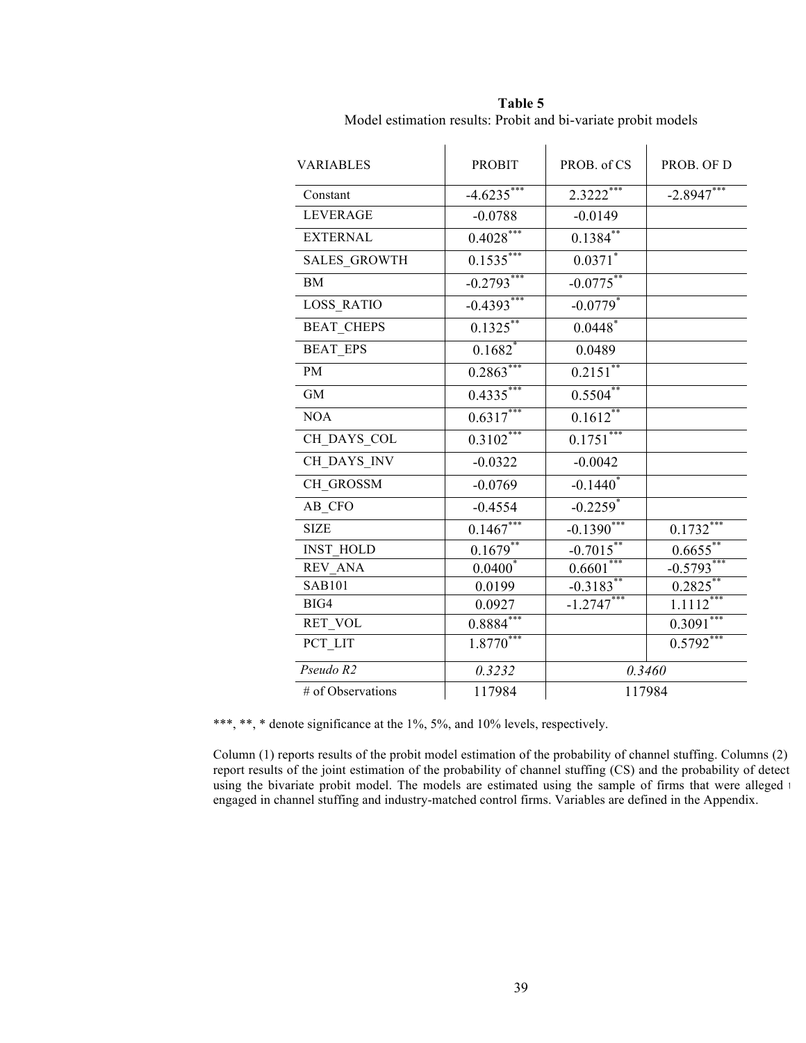**Table 5**
Model estimation results: Probit and bi-variate probit models

| VARIABLES | PROBIT | PROB. of CS | PROB. OF D |
|---|---|---|---|
| Constant | -4.6235*** | 2.3222*** | -2.8947*** |
| LEVERAGE | -0.0788 | -0.0149 | |
| EXTERNAL | 0.4028*** | 0.1384** | |
| SALES_GROWTH | 0.1535*** | 0.0371* | |
| BM | -0.2793*** | -0.0775** | |
| LOSS_RATIO | -0.4393*** | -0.0779* | |
| BEAT_CHEPS | 0.1325** | 0.0448* | |
| BEAT_EPS | 0.1682* | 0.0489 | |
| PM | 0.2863*** | 0.2151** | |
| GM | 0.4335*** | 0.5504** | |
| NOA | 0.6317*** | 0.1612** | |
| CH_DAYS_COL | 0.3102*** | 0.1751*** | |
| CH_DAYS_INV | -0.0322 | -0.0042 | |
| CH_GROSSM | -0.0769 | -0.1440* | |
| AB_CFO | -0.4554 | -0.2259* | |
| SIZE | 0.1467*** | -0.1390*** | 0.1732*** |
| INST_HOLD | 0.1679** | -0.7015** | 0.6655** |
| REV_ANA | 0.0400* | 0.6601*** | -0.5793*** |
| SAB101 | 0.0199 | -0.3183** | 0.2825** |
| BIG4 | 0.0927 | -1.2747*** | 1.1112*** |
| RET_VOL | 0.8884*** | | 0.3091*** |
| PCT_LIT | 1.8770*** | | 0.5792*** |
| *Pseudo R2* | *0.3232* | *0.3460* | |
| # of Observations | 117984 | 117984 | |

***, **, * denote significance at the 1%, 5%, and 10% levels, respectively.

Column (1) reports results of the probit model estimation of the probability of channel stuffing. Columns (2) report results of the joint estimation of the probability of channel stuffing (CS) and the probability of detect using the bivariate probit model. The models are estimated using the sample of firms that were alleged t engaged in channel stuffing and industry-matched control firms. Variables are defined in the Appendix.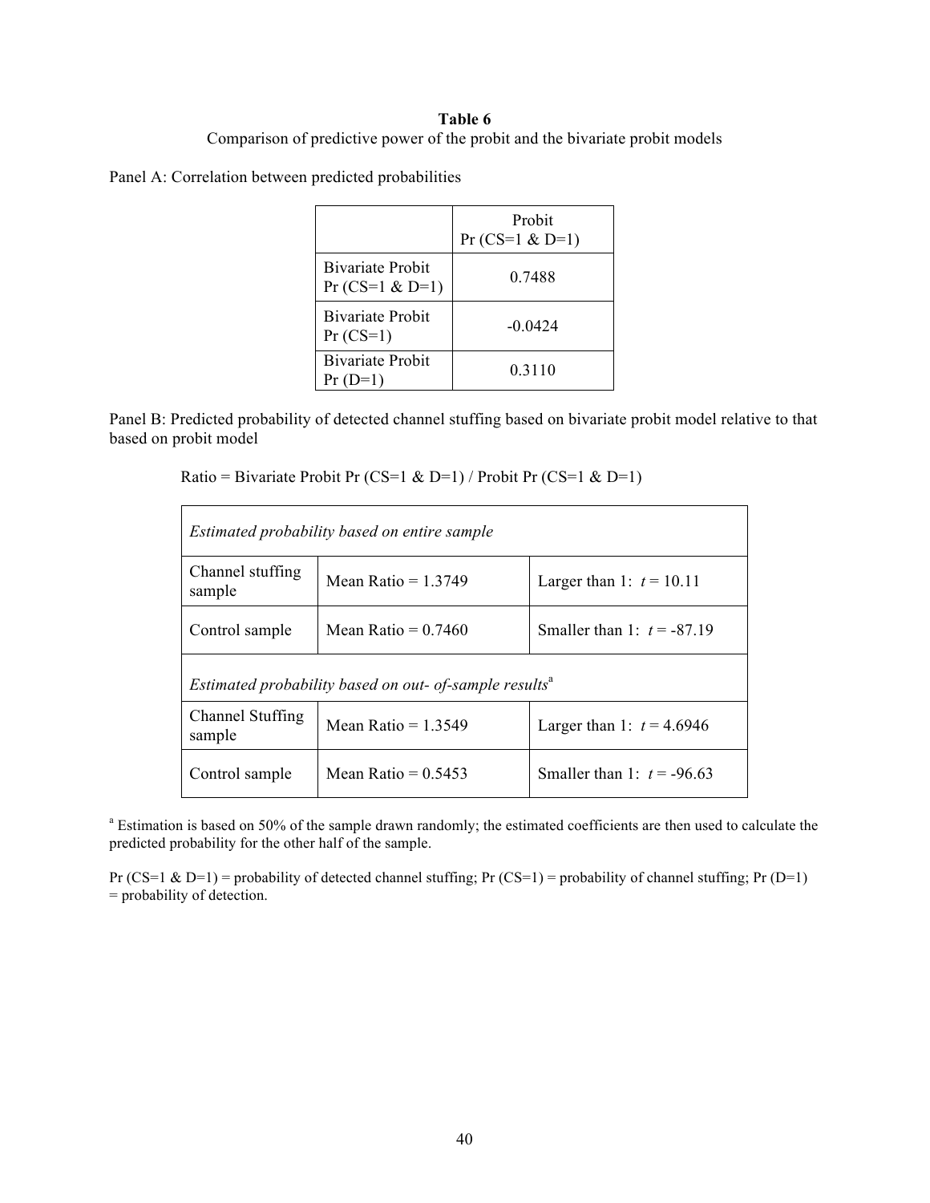**Table 6**

Comparison of predictive power of the probit and the bivariate probit models

Panel A: Correlation between predicted probabilities

| | Probit Pr (CS=1 & D=1) |
|---|---|
| Bivariate Probit Pr (CS=1 & D=1) | 0.7488 |
| Bivariate Probit Pr (CS=1) | -0.0424 |
| Bivariate Probit Pr (D=1) | 0.3110 |

Panel B: Predicted probability of detected channel stuffing based on bivariate probit model relative to that based on probit model

Ratio = Bivariate Probit Pr (CS=1 & D=1) / Probit Pr (CS=1 & D=1)

| *Estimated probability based on entire sample* | | |
|---|---|---|
| Channel stuffing sample | Mean Ratio = 1.3749 | Larger than 1: $t$ = 10.11 |
| Control sample | Mean Ratio = 0.7460 | Smaller than 1: $t$ = -87.19 |
| *Estimated probability based on out- of-sample results*[a] | | |
| Channel Stuffing sample | Mean Ratio = 1.3549 | Larger than 1: $t$ = 4.6946 |
| Control sample | Mean Ratio = 0.5453 | Smaller than 1: $t$ = -96.63 |

[a] Estimation is based on 50% of the sample drawn randomly; the estimated coefficients are then used to calculate the predicted probability for the other half of the sample.

Pr (CS=1 & D=1) = probability of detected channel stuffing; Pr (CS=1) = probability of channel stuffing; Pr (D=1) = probability of detection.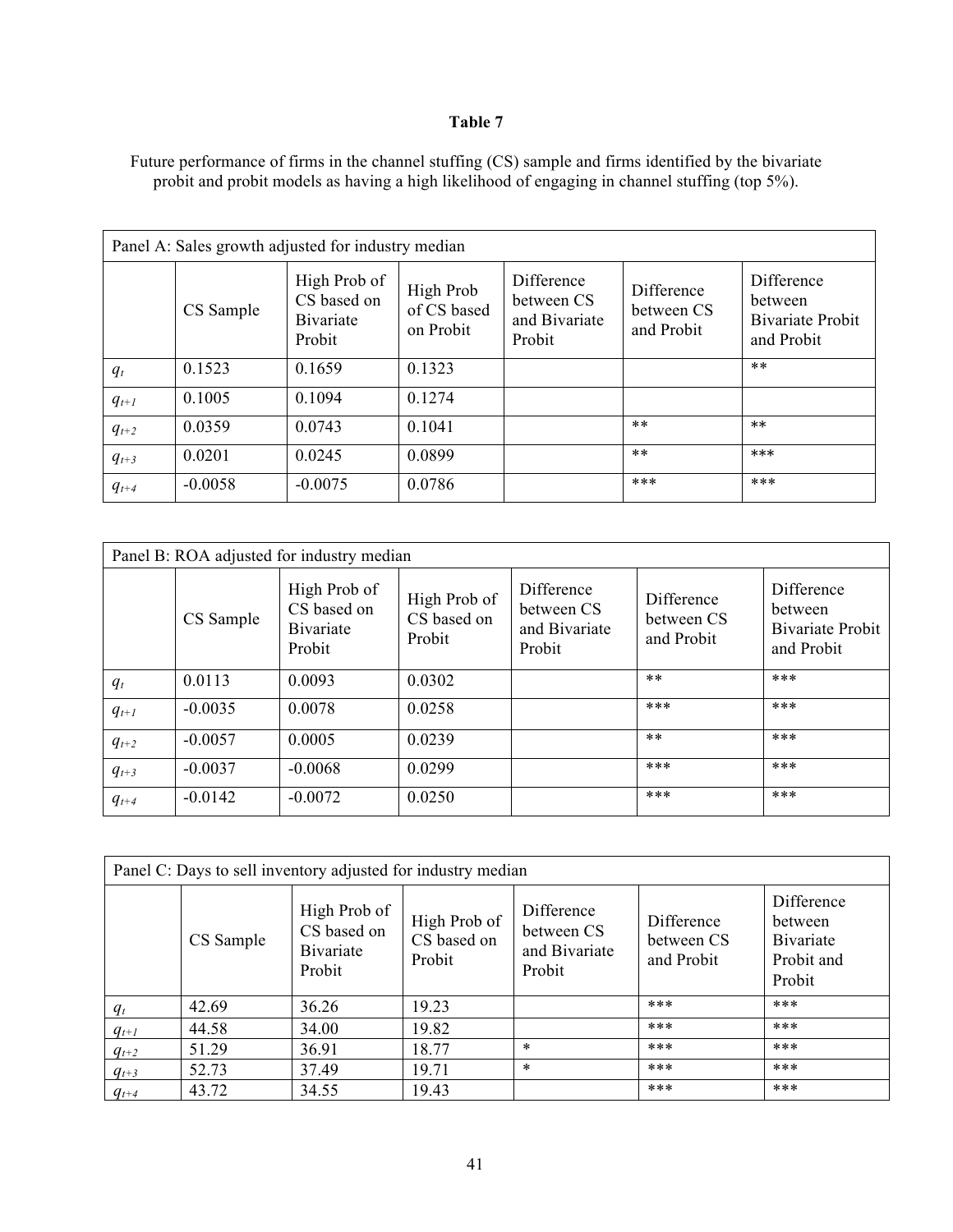**Table 7**

Future performance of firms in the channel stuffing (CS) sample and firms identified by the bivariate probit and probit models as having a high likelihood of engaging in channel stuffing (top 5%).

| Panel A: Sales growth adjusted for industry median | | | | | | |
|---|---|---|---|---|---|---|
| | CS Sample | High Prob of CS based on Bivariate Probit | High Prob of CS based on Probit | Difference between CS and Bivariate Probit | Difference between CS and Probit | Difference between Bivariate Probit and Probit |
| $q_t$ | 0.1523 | 0.1659 | 0.1323 | | | ** |
| $q_{t+1}$ | 0.1005 | 0.1094 | 0.1274 | | | |
| $q_{t+2}$ | 0.0359 | 0.0743 | 0.1041 | | ** | ** |
| $q_{t+3}$ | 0.0201 | 0.0245 | 0.0899 | | ** | *** |
| $q_{t+4}$ | -0.0058 | -0.0075 | 0.0786 | | *** | *** |

| Panel B: ROA adjusted for industry median | | | | | | |
|---|---|---|---|---|---|---|
| | CS Sample | High Prob of CS based on Bivariate Probit | High Prob of CS based on Probit | Difference between CS and Bivariate Probit | Difference between CS and Probit | Difference between Bivariate Probit and Probit |
| $q_t$ | 0.0113 | 0.0093 | 0.0302 | | ** | *** |
| $q_{t+1}$ | -0.0035 | 0.0078 | 0.0258 | | *** | *** |
| $q_{t+2}$ | -0.0057 | 0.0005 | 0.0239 | | ** | *** |
| $q_{t+3}$ | -0.0037 | -0.0068 | 0.0299 | | *** | *** |
| $q_{t+4}$ | -0.0142 | -0.0072 | 0.0250 | | *** | *** |

| Panel C: Days to sell inventory adjusted for industry median | | | | | | |
|---|---|---|---|---|---|---|
| | CS Sample | High Prob of CS based on Bivariate Probit | High Prob of CS based on Probit | Difference between CS and Bivariate Probit | Difference between CS and Probit | Difference between Bivariate Probit and Probit |
| $q_t$ | 42.69 | 36.26 | 19.23 | | *** | *** |
| $q_{t+1}$ | 44.58 | 34.00 | 19.82 | | *** | *** |
| $q_{t+2}$ | 51.29 | 36.91 | 18.77 | * | *** | *** |
| $q_{t+3}$ | 52.73 | 37.49 | 19.71 | * | *** | *** |
| $q_{t+4}$ | 43.72 | 34.55 | 19.43 | | *** | *** |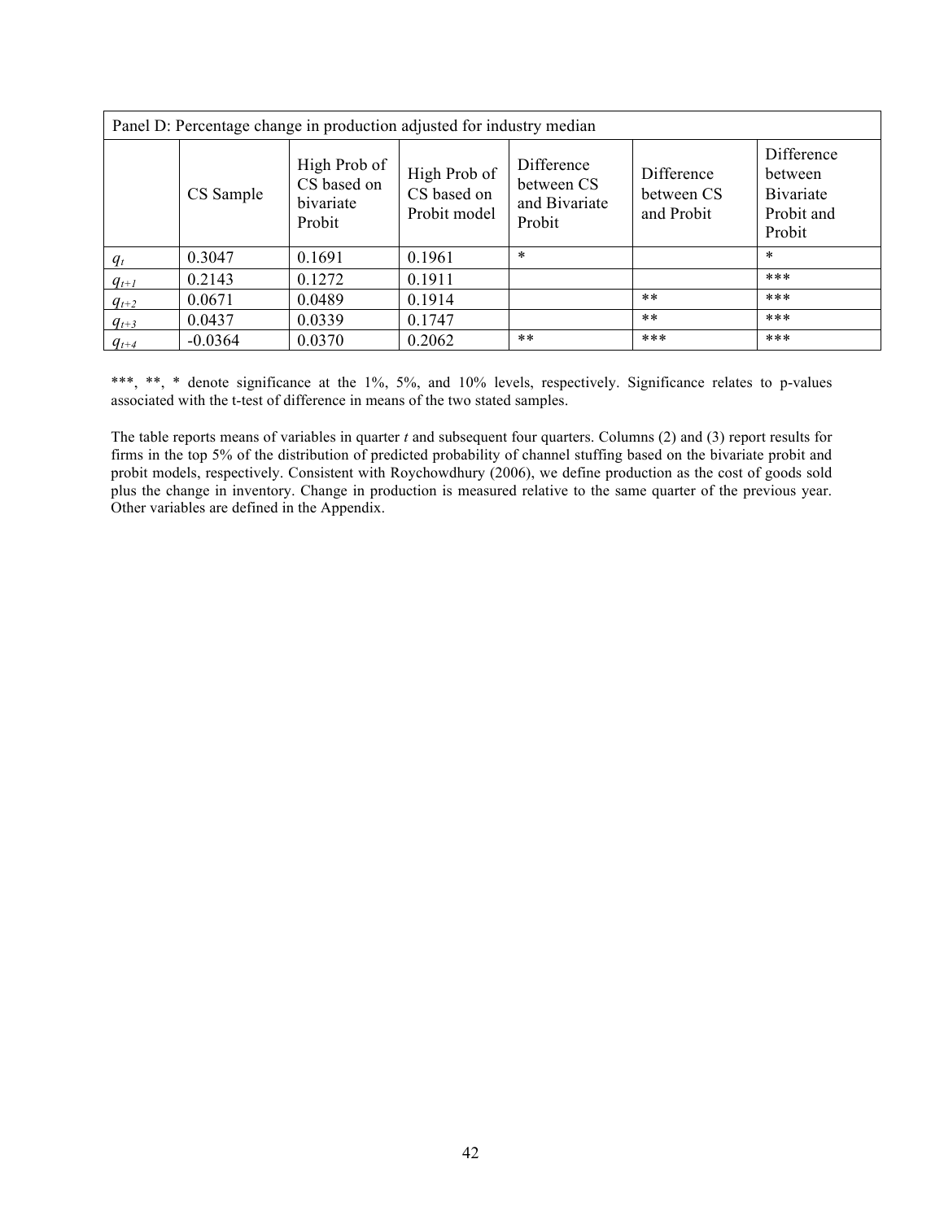| Panel D: Percentage change in production adjusted for industry median | | | | | | |
|---|---|---|---|---|---|---|
| | CS Sample | High Prob of CS based on bivariate Probit | High Prob of CS based on Probit model | Difference between CS and Bivariate Probit | Difference between CS and Probit | Difference between Bivariate Probit and Probit |
| $q_t$ | 0.3047 | 0.1691 | 0.1961 | * | | * |
| $q_{t+1}$ | 0.2143 | 0.1272 | 0.1911 | | | *** |
| $q_{t+2}$ | 0.0671 | 0.0489 | 0.1914 | | ** | *** |
| $q_{t+3}$ | 0.0437 | 0.0339 | 0.1747 | | ** | *** |
| $q_{t+4}$ | -0.0364 | 0.0370 | 0.2062 | ** | *** | *** |

***, **, * denote significance at the 1%, 5%, and 10% levels, respectively. Significance relates to p-values associated with the t-test of difference in means of the two stated samples.

The table reports means of variables in quarter *t* and subsequent four quarters. Columns (2) and (3) report results for firms in the top 5% of the distribution of predicted probability of channel stuffing based on the bivariate probit and probit models, respectively. Consistent with Roychowdhury (2006), we define production as the cost of goods sold plus the change in inventory. Change in production is measured relative to the same quarter of the previous year. Other variables are defined in the Appendix.